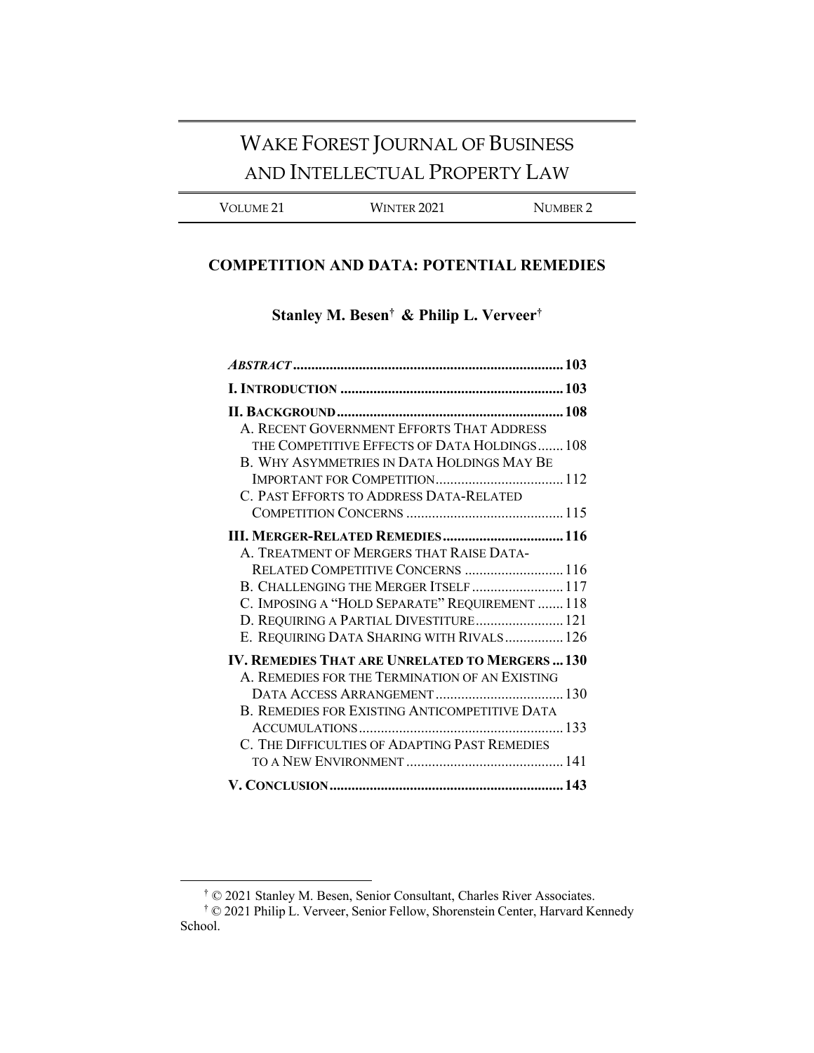# WAKE FOREST JOURNAL OF BUSINESS AND INTELLECTUAL PROPERTY LAW

VOLUME 21 | WINTER 2021 | NUMBER 2

## COMPETITION AND DATA: POTENTIAL REMEDIES

**Stanley M. Besen† & Philip L. Verveer†**

| | |
|---|---|
| ***ABSTRACT*** | **103** |
| **I. INTRODUCTION** | **103** |
| **II. BACKGROUND** | **108** |
| A. RECENT GOVERNMENT EFFORTS THAT ADDRESS THE COMPETITIVE EFFECTS OF DATA HOLDINGS | 108 |
| B. WHY ASYMMETRIES IN DATA HOLDINGS MAY BE IMPORTANT FOR COMPETITION | 112 |
| C. PAST EFFORTS TO ADDRESS DATA-RELATED COMPETITION CONCERNS | 115 |
| **III. MERGER-RELATED REMEDIES** | **116** |
| A. TREATMENT OF MERGERS THAT RAISE DATA-RELATED COMPETITIVE CONCERNS | 116 |
| B. CHALLENGING THE MERGER ITSELF | 117 |
| C. IMPOSING A "HOLD SEPARATE" REQUIREMENT | 118 |
| D. REQUIRING A PARTIAL DIVESTITURE | 121 |
| E. REQUIRING DATA SHARING WITH RIVALS | 126 |
| **IV. REMEDIES THAT ARE UNRELATED TO MERGERS** | **130** |
| A. REMEDIES FOR THE TERMINATION OF AN EXISTING DATA ACCESS ARRANGEMENT | 130 |
| B. REMEDIES FOR EXISTING ANTICOMPETITIVE DATA ACCUMULATIONS | 133 |
| C. THE DIFFICULTIES OF ADAPTING PAST REMEDIES TO A NEW ENVIRONMENT | 141 |
| **V. CONCLUSION** | **143** |

---

† © 2021 Stanley M. Besen, Senior Consultant, Charles River Associates.

† © 2021 Philip L. Verveer, Senior Fellow, Shorenstein Center, Harvard Kennedy School.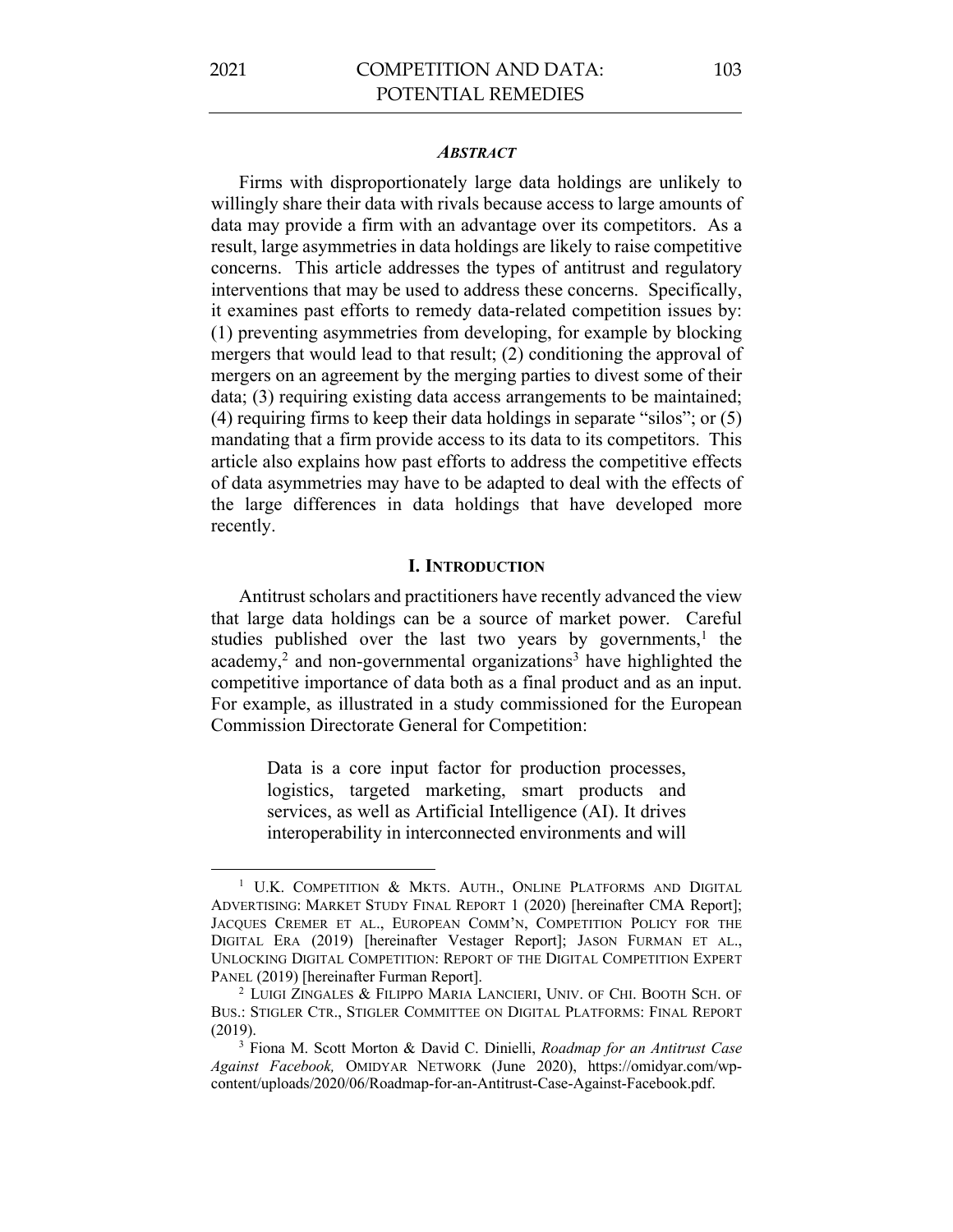### *ABSTRACT*

Firms with disproportionately large data holdings are unlikely to willingly share their data with rivals because access to large amounts of data may provide a firm with an advantage over its competitors. As a result, large asymmetries in data holdings are likely to raise competitive concerns. This article addresses the types of antitrust and regulatory interventions that may be used to address these concerns. Specifically, it examines past efforts to remedy data-related competition issues by: (1) preventing asymmetries from developing, for example by blocking mergers that would lead to that result; (2) conditioning the approval of mergers on an agreement by the merging parties to divest some of their data; (3) requiring existing data access arrangements to be maintained; (4) requiring firms to keep their data holdings in separate "silos"; or (5) mandating that a firm provide access to its data to its competitors. This article also explains how past efforts to address the competitive effects of data asymmetries may have to be adapted to deal with the effects of the large differences in data holdings that have developed more recently.

## I. INTRODUCTION

Antitrust scholars and practitioners have recently advanced the view that large data holdings can be a source of market power. Careful studies published over the last two years by governments,[1] the academy,[2] and non-governmental organizations[3] have highlighted the competitive importance of data both as a final product and as an input. For example, as illustrated in a study commissioned for the European Commission Directorate General for Competition:

> Data is a core input factor for production processes, logistics, targeted marketing, smart products and services, as well as Artificial Intelligence (AI). It drives interoperability in interconnected environments and will

---

[1] U.K. COMPETITION & MKTS. AUTH., ONLINE PLATFORMS AND DIGITAL ADVERTISING: MARKET STUDY FINAL REPORT 1 (2020) [hereinafter CMA Report]; JACQUES CREMER ET AL., EUROPEAN COMM'N, COMPETITION POLICY FOR THE DIGITAL ERA (2019) [hereinafter Vestager Report]; JASON FURMAN ET AL., UNLOCKING DIGITAL COMPETITION: REPORT OF THE DIGITAL COMPETITION EXPERT PANEL (2019) [hereinafter Furman Report].

[2] LUIGI ZINGALES & FILIPPO MARIA LANCIERI, UNIV. OF CHI. BOOTH SCH. OF BUS.: STIGLER CTR., STIGLER COMMITTEE ON DIGITAL PLATFORMS: FINAL REPORT (2019).

[3] Fiona M. Scott Morton & David C. Dinielli, *Roadmap for an Antitrust Case Against Facebook,* OMIDYAR NETWORK (June 2020), https://omidyar.com/wp-content/uploads/2020/06/Roadmap-for-an-Antitrust-Case-Against-Facebook.pdf.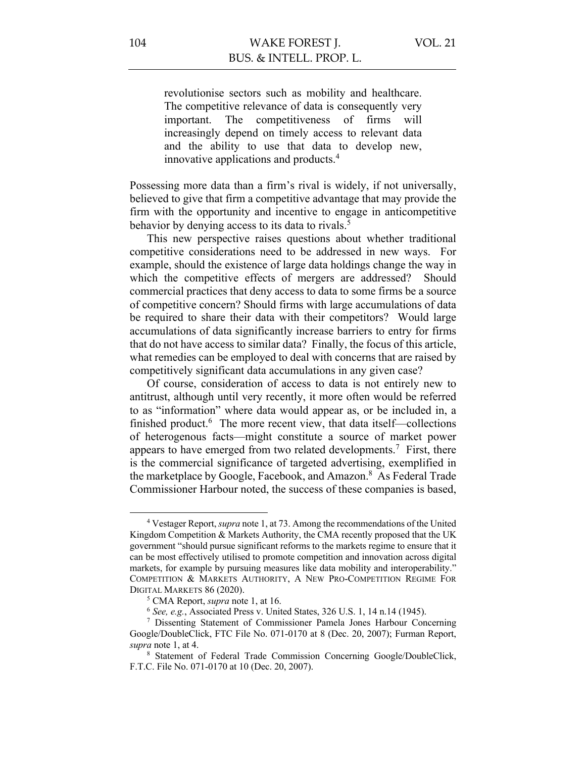> revolutionise sectors such as mobility and healthcare. The competitive relevance of data is consequently very important. The competitiveness of firms will increasingly depend on timely access to relevant data and the ability to use that data to develop new, innovative applications and products.[4]

Possessing more data than a firm's rival is widely, if not universally, believed to give that firm a competitive advantage that may provide the firm with the opportunity and incentive to engage in anticompetitive behavior by denying access to its data to rivals.[5]

This new perspective raises questions about whether traditional competitive considerations need to be addressed in new ways. For example, should the existence of large data holdings change the way in which the competitive effects of mergers are addressed? Should commercial practices that deny access to data to some firms be a source of competitive concern? Should firms with large accumulations of data be required to share their data with their competitors? Would large accumulations of data significantly increase barriers to entry for firms that do not have access to similar data? Finally, the focus of this article, what remedies can be employed to deal with concerns that are raised by competitively significant data accumulations in any given case?

Of course, consideration of access to data is not entirely new to antitrust, although until very recently, it more often would be referred to as "information" where data would appear as, or be included in, a finished product.[6] The more recent view, that data itself—collections of heterogenous facts—might constitute a source of market power appears to have emerged from two related developments.[7] First, there is the commercial significance of targeted advertising, exemplified in the marketplace by Google, Facebook, and Amazon.[8] As Federal Trade Commissioner Harbour noted, the success of these companies is based,

---

[4] Vestager Report, *supra* note 1, at 73. Among the recommendations of the United Kingdom Competition & Markets Authority, the CMA recently proposed that the UK government "should pursue significant reforms to the markets regime to ensure that it can be most effectively utilised to promote competition and innovation across digital markets, for example by pursuing measures like data mobility and interoperability." COMPETITION & MARKETS AUTHORITY, A NEW PRO-COMPETITION REGIME FOR DIGITAL MARKETS 86 (2020).

[5] CMA Report, *supra* note 1, at 16.

[6] *See, e.g.*, Associated Press v. United States, 326 U.S. 1, 14 n.14 (1945).

[7] Dissenting Statement of Commissioner Pamela Jones Harbour Concerning Google/DoubleClick, FTC File No. 071-0170 at 8 (Dec. 20, 2007); Furman Report, *supra* note 1, at 4.

[8] Statement of Federal Trade Commission Concerning Google/DoubleClick, F.T.C. File No. 071-0170 at 10 (Dec. 20, 2007).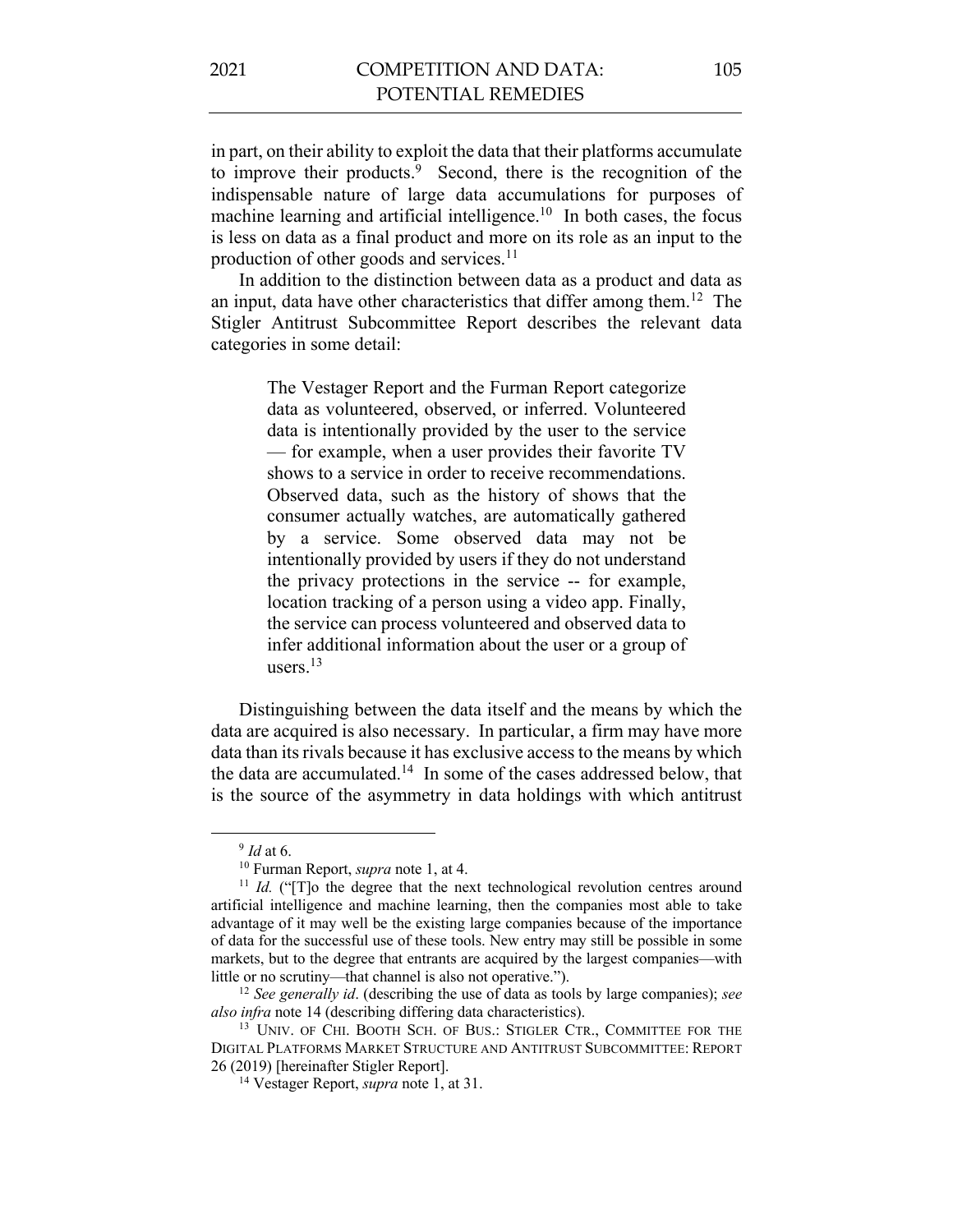in part, on their ability to exploit the data that their platforms accumulate to improve their products.[9] Second, there is the recognition of the indispensable nature of large data accumulations for purposes of machine learning and artificial intelligence.[10] In both cases, the focus is less on data as a final product and more on its role as an input to the production of other goods and services.[11]

In addition to the distinction between data as a product and data as an input, data have other characteristics that differ among them.[12] The Stigler Antitrust Subcommittee Report describes the relevant data categories in some detail:

> The Vestager Report and the Furman Report categorize data as volunteered, observed, or inferred. Volunteered data is intentionally provided by the user to the service — for example, when a user provides their favorite TV shows to a service in order to receive recommendations. Observed data, such as the history of shows that the consumer actually watches, are automatically gathered by a service. Some observed data may not be intentionally provided by users if they do not understand the privacy protections in the service -- for example, location tracking of a person using a video app. Finally, the service can process volunteered and observed data to infer additional information about the user or a group of users.[13]

Distinguishing between the data itself and the means by which the data are acquired is also necessary. In particular, a firm may have more data than its rivals because it has exclusive access to the means by which the data are accumulated.[14] In some of the cases addressed below, that is the source of the asymmetry in data holdings with which antitrust

---

[9] *Id* at 6.

[10] Furman Report, *supra* note 1, at 4.

[11] *Id.* ("[T]o the degree that the next technological revolution centres around artificial intelligence and machine learning, then the companies most able to take advantage of it may well be the existing large companies because of the importance of data for the successful use of these tools. New entry may still be possible in some markets, but to the degree that entrants are acquired by the largest companies—with little or no scrutiny—that channel is also not operative.").

[12] *See generally id*. (describing the use of data as tools by large companies); *see also infra* note 14 (describing differing data characteristics).

[13] UNIV. OF CHI. BOOTH SCH. OF BUS.: STIGLER CTR., COMMITTEE FOR THE DIGITAL PLATFORMS MARKET STRUCTURE AND ANTITRUST SUBCOMMITTEE: REPORT 26 (2019) [hereinafter Stigler Report].

[14] Vestager Report, *supra* note 1, at 31.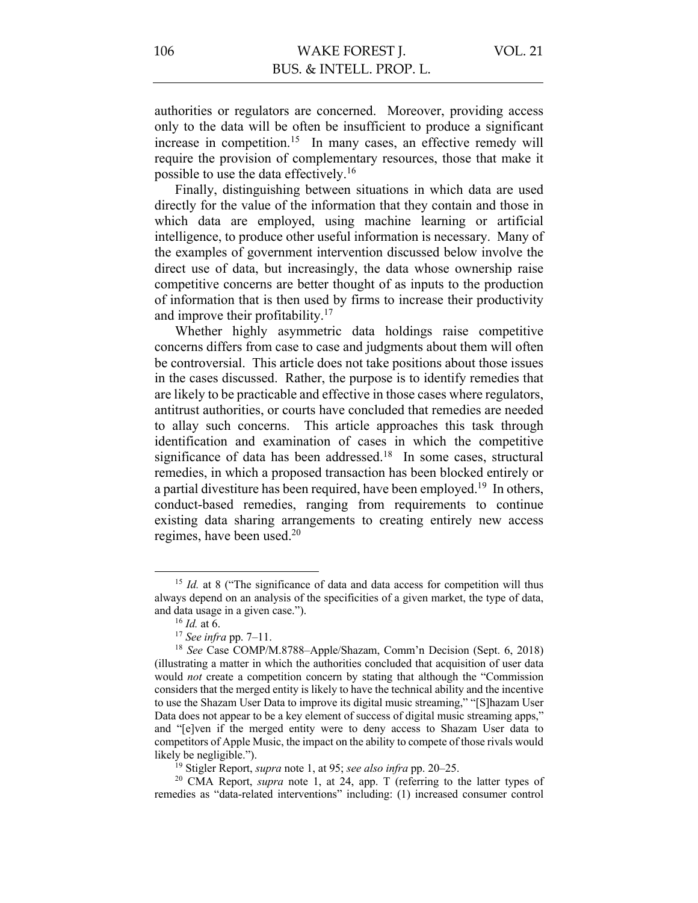authorities or regulators are concerned. Moreover, providing access only to the data will be often be insufficient to produce a significant increase in competition.[15] In many cases, an effective remedy will require the provision of complementary resources, those that make it possible to use the data effectively.[16]

Finally, distinguishing between situations in which data are used directly for the value of the information that they contain and those in which data are employed, using machine learning or artificial intelligence, to produce other useful information is necessary. Many of the examples of government intervention discussed below involve the direct use of data, but increasingly, the data whose ownership raise competitive concerns are better thought of as inputs to the production of information that is then used by firms to increase their productivity and improve their profitability.[17]

Whether highly asymmetric data holdings raise competitive concerns differs from case to case and judgments about them will often be controversial. This article does not take positions about those issues in the cases discussed. Rather, the purpose is to identify remedies that are likely to be practicable and effective in those cases where regulators, antitrust authorities, or courts have concluded that remedies are needed to allay such concerns. This article approaches this task through identification and examination of cases in which the competitive significance of data has been addressed.[18] In some cases, structural remedies, in which a proposed transaction has been blocked entirely or a partial divestiture has been required, have been employed.[19] In others, conduct-based remedies, ranging from requirements to continue existing data sharing arrangements to creating entirely new access regimes, have been used.[20]

---

[15] *Id.* at 8 ("The significance of data and data access for competition will thus always depend on an analysis of the specificities of a given market, the type of data, and data usage in a given case.").

[16] *Id.* at 6.

[17] *See infra* pp. 7–11.

[18] *See* Case COMP/M.8788–Apple/Shazam, Comm'n Decision (Sept. 6, 2018) (illustrating a matter in which the authorities concluded that acquisition of user data would *not* create a competition concern by stating that although the "Commission considers that the merged entity is likely to have the technical ability and the incentive to use the Shazam User Data to improve its digital music streaming," "[S]hazam User Data does not appear to be a key element of success of digital music streaming apps," and "[e]ven if the merged entity were to deny access to Shazam User data to competitors of Apple Music, the impact on the ability to compete of those rivals would likely be negligible.").

[19] Stigler Report, *supra* note 1, at 95; *see also infra* pp. 20–25.

[20] CMA Report, *supra* note 1, at 24, app. T (referring to the latter types of remedies as "data-related interventions" including: (1) increased consumer control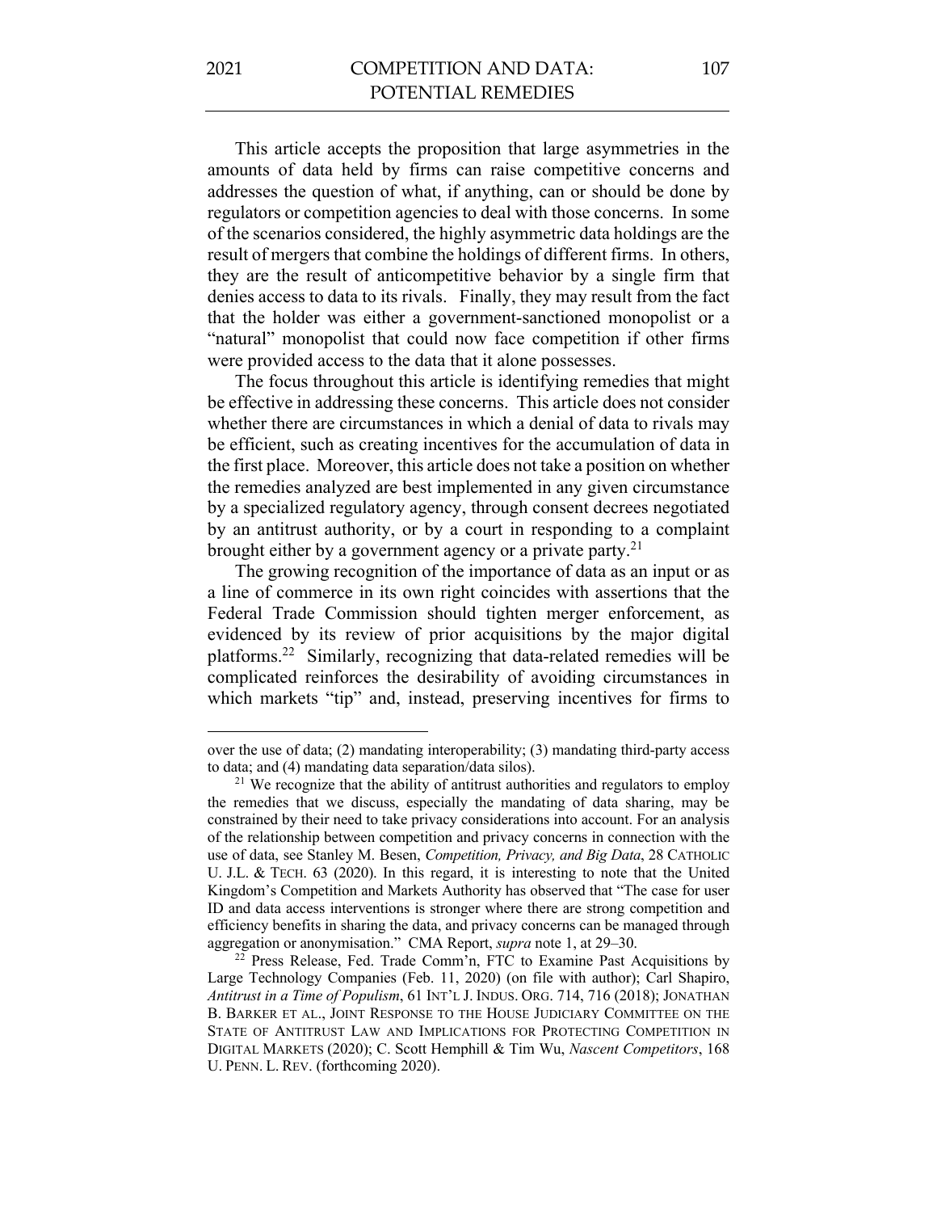This article accepts the proposition that large asymmetries in the amounts of data held by firms can raise competitive concerns and addresses the question of what, if anything, can or should be done by regulators or competition agencies to deal with those concerns. In some of the scenarios considered, the highly asymmetric data holdings are the result of mergers that combine the holdings of different firms. In others, they are the result of anticompetitive behavior by a single firm that denies access to data to its rivals. Finally, they may result from the fact that the holder was either a government-sanctioned monopolist or a "natural" monopolist that could now face competition if other firms were provided access to the data that it alone possesses.

The focus throughout this article is identifying remedies that might be effective in addressing these concerns. This article does not consider whether there are circumstances in which a denial of data to rivals may be efficient, such as creating incentives for the accumulation of data in the first place. Moreover, this article does not take a position on whether the remedies analyzed are best implemented in any given circumstance by a specialized regulatory agency, through consent decrees negotiated by an antitrust authority, or by a court in responding to a complaint brought either by a government agency or a private party.[21]

The growing recognition of the importance of data as an input or as a line of commerce in its own right coincides with assertions that the Federal Trade Commission should tighten merger enforcement, as evidenced by its review of prior acquisitions by the major digital platforms.[22] Similarly, recognizing that data-related remedies will be complicated reinforces the desirability of avoiding circumstances in which markets "tip" and, instead, preserving incentives for firms to

---

over the use of data; (2) mandating interoperability; (3) mandating third-party access to data; and (4) mandating data separation/data silos).

[21] We recognize that the ability of antitrust authorities and regulators to employ the remedies that we discuss, especially the mandating of data sharing, may be constrained by their need to take privacy considerations into account. For an analysis of the relationship between competition and privacy concerns in connection with the use of data, see Stanley M. Besen, *Competition, Privacy, and Big Data*, 28 CATHOLIC U. J.L. & TECH. 63 (2020). In this regard, it is interesting to note that the United Kingdom's Competition and Markets Authority has observed that "The case for user ID and data access interventions is stronger where there are strong competition and efficiency benefits in sharing the data, and privacy concerns can be managed through aggregation or anonymisation." CMA Report, *supra* note 1, at 29–30.

[22] Press Release, Fed. Trade Comm'n, FTC to Examine Past Acquisitions by Large Technology Companies (Feb. 11, 2020) (on file with author); Carl Shapiro, *Antitrust in a Time of Populism*, 61 INT'L J. INDUS. ORG. 714, 716 (2018); JONATHAN B. BARKER ET AL., JOINT RESPONSE TO THE HOUSE JUDICIARY COMMITTEE ON THE STATE OF ANTITRUST LAW AND IMPLICATIONS FOR PROTECTING COMPETITION IN DIGITAL MARKETS (2020); C. Scott Hemphill & Tim Wu, *Nascent Competitors*, 168 U. PENN. L. REV. (forthcoming 2020).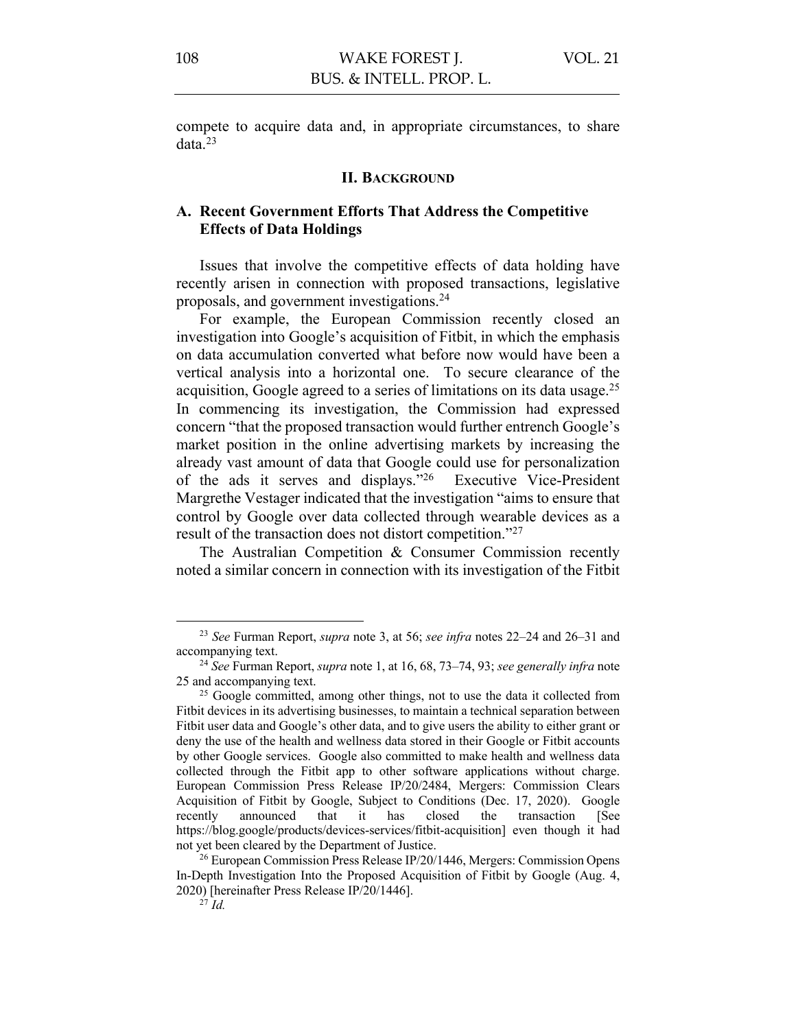compete to acquire data and, in appropriate circumstances, to share data.[23]

## II. BACKGROUND

### A. Recent Government Efforts That Address the Competitive Effects of Data Holdings

Issues that involve the competitive effects of data holding have recently arisen in connection with proposed transactions, legislative proposals, and government investigations.[24]

For example, the European Commission recently closed an investigation into Google's acquisition of Fitbit, in which the emphasis on data accumulation converted what before now would have been a vertical analysis into a horizontal one. To secure clearance of the acquisition, Google agreed to a series of limitations on its data usage.[25] In commencing its investigation, the Commission had expressed concern "that the proposed transaction would further entrench Google's market position in the online advertising markets by increasing the already vast amount of data that Google could use for personalization of the ads it serves and displays."[26] Executive Vice-President Margrethe Vestager indicated that the investigation "aims to ensure that control by Google over data collected through wearable devices as a result of the transaction does not distort competition."[27]

The Australian Competition & Consumer Commission recently noted a similar concern in connection with its investigation of the Fitbit

---

[23] *See* Furman Report, *supra* note 3, at 56; *see infra* notes 22–24 and 26–31 and accompanying text.

[24] *See* Furman Report, *supra* note 1, at 16, 68, 73–74, 93; *see generally infra* note 25 and accompanying text.

[25] Google committed, among other things, not to use the data it collected from Fitbit devices in its advertising businesses, to maintain a technical separation between Fitbit user data and Google's other data, and to give users the ability to either grant or deny the use of the health and wellness data stored in their Google or Fitbit accounts by other Google services. Google also committed to make health and wellness data collected through the Fitbit app to other software applications without charge. European Commission Press Release IP/20/2484, Mergers: Commission Clears Acquisition of Fitbit by Google, Subject to Conditions (Dec. 17, 2020). Google recently announced that it has closed the transaction [See https://blog.google/products/devices-services/fitbit-acquisition] even though it had not yet been cleared by the Department of Justice.

[26] European Commission Press Release IP/20/1446, Mergers: Commission Opens In-Depth Investigation Into the Proposed Acquisition of Fitbit by Google (Aug. 4, 2020) [hereinafter Press Release IP/20/1446].

[27] *Id.*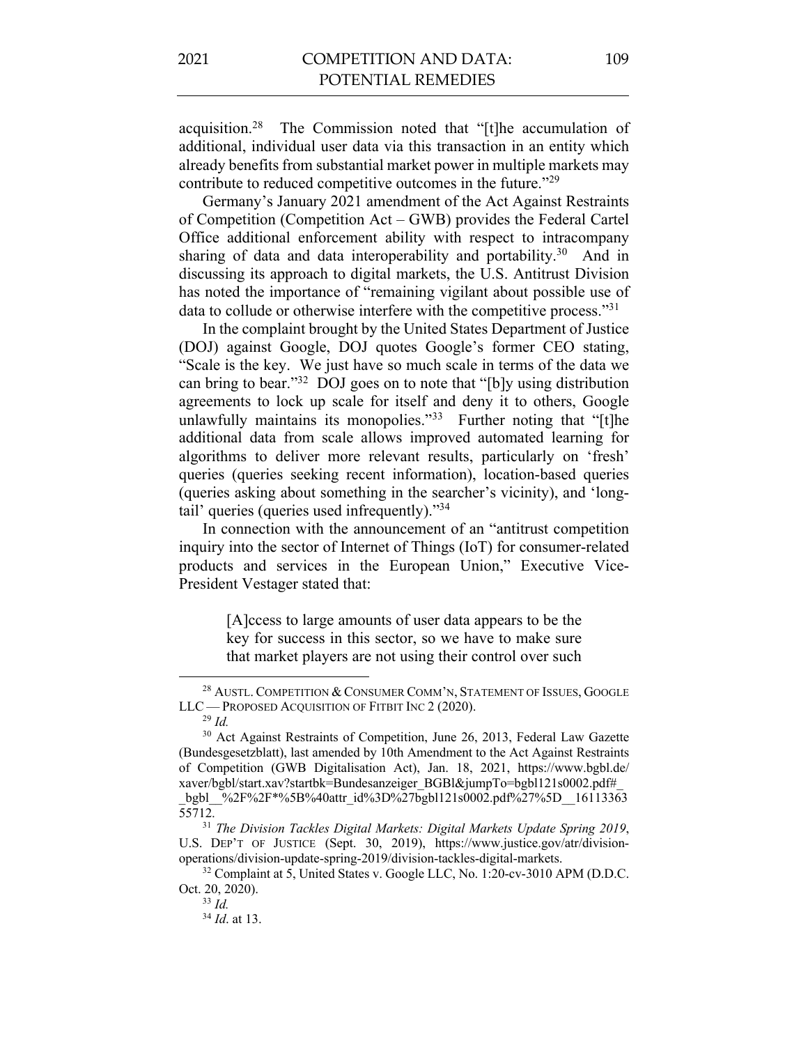acquisition.[28] The Commission noted that "[t]he accumulation of additional, individual user data via this transaction in an entity which already benefits from substantial market power in multiple markets may contribute to reduced competitive outcomes in the future."[29]

Germany's January 2021 amendment of the Act Against Restraints of Competition (Competition Act – GWB) provides the Federal Cartel Office additional enforcement ability with respect to intracompany sharing of data and data interoperability and portability.[30] And in discussing its approach to digital markets, the U.S. Antitrust Division has noted the importance of "remaining vigilant about possible use of data to collude or otherwise interfere with the competitive process."[31]

In the complaint brought by the United States Department of Justice (DOJ) against Google, DOJ quotes Google's former CEO stating, "Scale is the key. We just have so much scale in terms of the data we can bring to bear."[32] DOJ goes on to note that "[b]y using distribution agreements to lock up scale for itself and deny it to others, Google unlawfully maintains its monopolies."[33] Further noting that "[t]he additional data from scale allows improved automated learning for algorithms to deliver more relevant results, particularly on 'fresh' queries (queries seeking recent information), location-based queries (queries asking about something in the searcher's vicinity), and 'long-tail' queries (queries used infrequently)."[34]

In connection with the announcement of an "antitrust competition inquiry into the sector of Internet of Things (IoT) for consumer-related products and services in the European Union," Executive Vice-President Vestager stated that:

> [A]ccess to large amounts of user data appears to be the key for success in this sector, so we have to make sure that market players are not using their control over such

---

[28] AUSTL. COMPETITION & CONSUMER COMM'N, STATEMENT OF ISSUES, GOOGLE LLC — PROPOSED ACQUISITION OF FITBIT INC 2 (2020).

[29] *Id.*

[30] Act Against Restraints of Competition, June 26, 2013, Federal Law Gazette (Bundesgesetzblatt), last amended by 10th Amendment to the Act Against Restraints of Competition (GWB Digitalisation Act), Jan. 18, 2021, https://www.bgbl.de/xaver/bgbl/start.xav?startbk=Bundesanzeiger_BGBl&jumpTo=bgbl121s0002.pdf#__bgbl__%2F%2F*%5B%40attr_id%3D%27bgbl121s0002.pdf%27%5D__1611336355712.

[31] *The Division Tackles Digital Markets: Digital Markets Update Spring 2019*, U.S. DEP'T OF JUSTICE (Sept. 30, 2019), https://www.justice.gov/atr/division-operations/division-update-spring-2019/division-tackles-digital-markets.

[32] Complaint at 5, United States v. Google LLC, No. 1:20-cv-3010 APM (D.D.C. Oct. 20, 2020).

[33] *Id.*

[34] *Id*. at 13.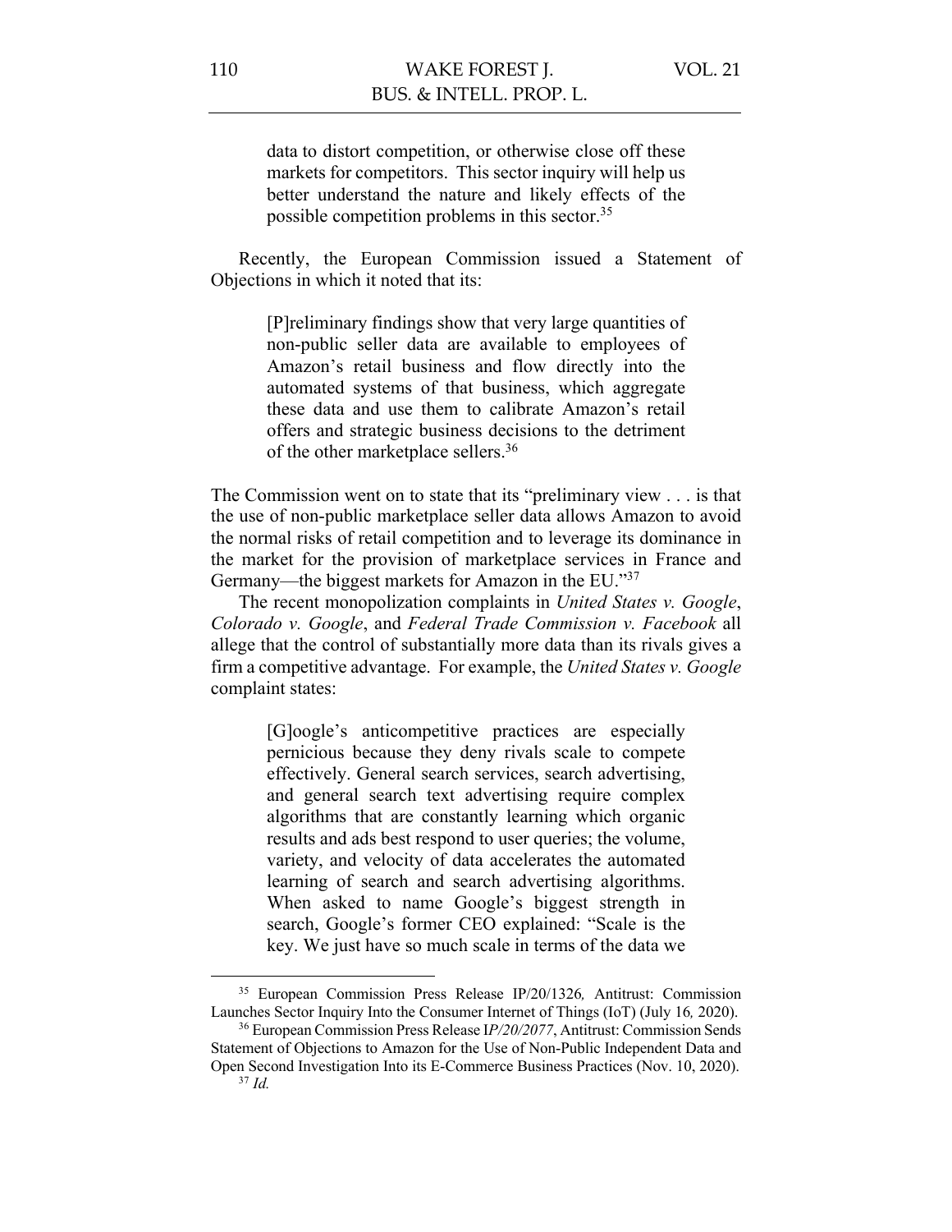> data to distort competition, or otherwise close off these markets for competitors. This sector inquiry will help us better understand the nature and likely effects of the possible competition problems in this sector.[35]

Recently, the European Commission issued a Statement of Objections in which it noted that its:

> [P]reliminary findings show that very large quantities of non-public seller data are available to employees of Amazon's retail business and flow directly into the automated systems of that business, which aggregate these data and use them to calibrate Amazon's retail offers and strategic business decisions to the detriment of the other marketplace sellers.[36]

The Commission went on to state that its "preliminary view . . . is that the use of non-public marketplace seller data allows Amazon to avoid the normal risks of retail competition and to leverage its dominance in the market for the provision of marketplace services in France and Germany—the biggest markets for Amazon in the EU."[37]

The recent monopolization complaints in *United States v. Google*, *Colorado v. Google*, and *Federal Trade Commission v. Facebook* all allege that the control of substantially more data than its rivals gives a firm a competitive advantage. For example, the *United States v. Google* complaint states:

> [G]oogle's anticompetitive practices are especially pernicious because they deny rivals scale to compete effectively. General search services, search advertising, and general search text advertising require complex algorithms that are constantly learning which organic results and ads best respond to user queries; the volume, variety, and velocity of data accelerates the automated learning of search and search advertising algorithms. When asked to name Google's biggest strength in search, Google's former CEO explained: "Scale is the key. We just have so much scale in terms of the data we

---

[35] European Commission Press Release IP/20/1326, Antitrust: Commission Launches Sector Inquiry Into the Consumer Internet of Things (IoT) (July 16, 2020).

[36] European Commission Press Release I*P/20/2077*, Antitrust: Commission Sends Statement of Objections to Amazon for the Use of Non-Public Independent Data and Open Second Investigation Into its E-Commerce Business Practices (Nov. 10, 2020).

[37] *Id.*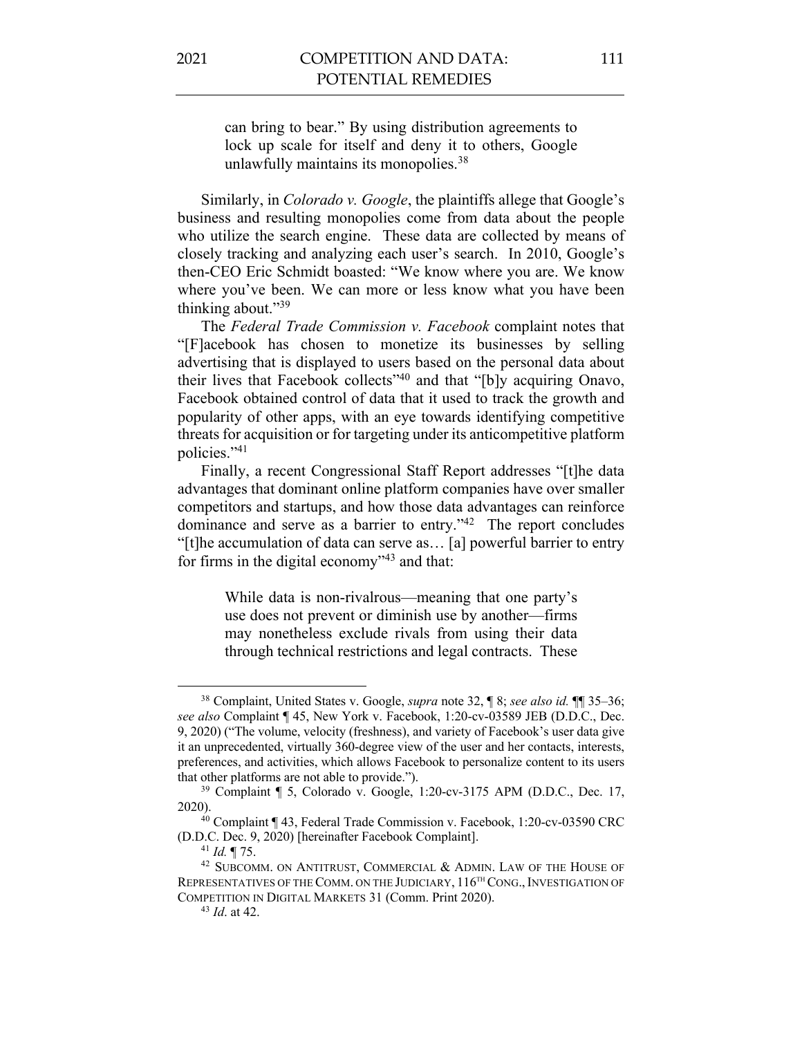> can bring to bear." By using distribution agreements to lock up scale for itself and deny it to others, Google unlawfully maintains its monopolies.[38]

Similarly, in *Colorado v. Google*, the plaintiffs allege that Google's business and resulting monopolies come from data about the people who utilize the search engine. These data are collected by means of closely tracking and analyzing each user's search. In 2010, Google's then-CEO Eric Schmidt boasted: "We know where you are. We know where you've been. We can more or less know what you have been thinking about."[39]

The *Federal Trade Commission v. Facebook* complaint notes that "[F]acebook has chosen to monetize its businesses by selling advertising that is displayed to users based on the personal data about their lives that Facebook collects"[40] and that "[b]y acquiring Onavo, Facebook obtained control of data that it used to track the growth and popularity of other apps, with an eye towards identifying competitive threats for acquisition or for targeting under its anticompetitive platform policies."[41]

Finally, a recent Congressional Staff Report addresses "[t]he data advantages that dominant online platform companies have over smaller competitors and startups, and how those data advantages can reinforce dominance and serve as a barrier to entry."[42] The report concludes "[t]he accumulation of data can serve as… [a] powerful barrier to entry for firms in the digital economy"[43] and that:

> While data is non-rivalrous—meaning that one party's use does not prevent or diminish use by another—firms may nonetheless exclude rivals from using their data through technical restrictions and legal contracts. These

---

[38] Complaint, United States v. Google, *supra* note 32, ¶ 8; *see also id.* ¶¶ 35–36; *see also* Complaint ¶ 45, New York v. Facebook, 1:20-cv-03589 JEB (D.D.C., Dec. 9, 2020) ("The volume, velocity (freshness), and variety of Facebook's user data give it an unprecedented, virtually 360-degree view of the user and her contacts, interests, preferences, and activities, which allows Facebook to personalize content to its users that other platforms are not able to provide.").

[39] Complaint ¶ 5, Colorado v. Google, 1:20-cv-3175 APM (D.D.C., Dec. 17, 2020).

[40] Complaint ¶ 43, Federal Trade Commission v. Facebook, 1:20-cv-03590 CRC (D.D.C. Dec. 9, 2020) [hereinafter Facebook Complaint].

[41] *Id.* ¶ 75.

[42] SUBCOMM. ON ANTITRUST, COMMERCIAL & ADMIN. LAW OF THE HOUSE OF REPRESENTATIVES OF THE COMM. ON THE JUDICIARY, 116TH CONG., INVESTIGATION OF COMPETITION IN DIGITAL MARKETS 31 (Comm. Print 2020).

[43] *Id*. at 42.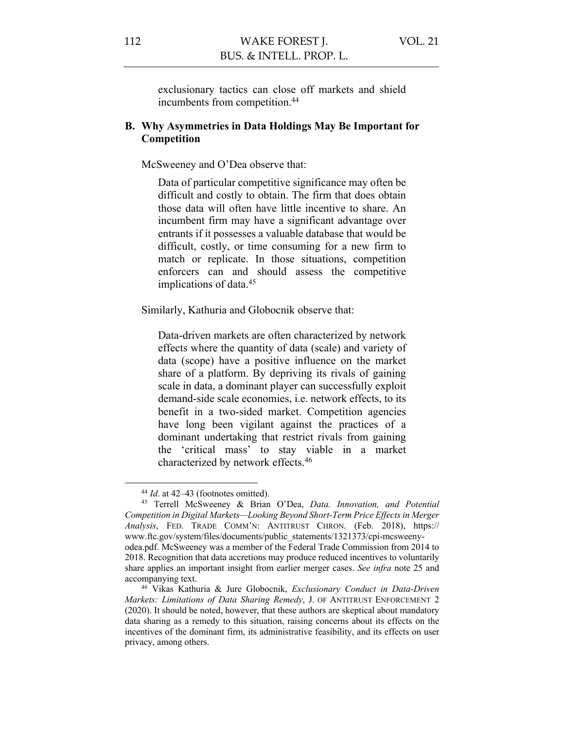exclusionary tactics can close off markets and shield incumbents from competition.[44]

### B. Why Asymmetries in Data Holdings May Be Important for Competition

McSweeney and O'Dea observe that:

> Data of particular competitive significance may often be difficult and costly to obtain. The firm that does obtain those data will often have little incentive to share. An incumbent firm may have a significant advantage over entrants if it possesses a valuable database that would be difficult, costly, or time consuming for a new firm to match or replicate. In those situations, competition enforcers can and should assess the competitive implications of data.[45]

Similarly, Kathuria and Globocnik observe that:

> Data-driven markets are often characterized by network effects where the quantity of data (scale) and variety of data (scope) have a positive influence on the market share of a platform. By depriving its rivals of gaining scale in data, a dominant player can successfully exploit demand-side scale economies, i.e. network effects, to its benefit in a two-sided market. Competition agencies have long been vigilant against the practices of a dominant undertaking that restrict rivals from gaining the 'critical mass' to stay viable in a market characterized by network effects.[46]

---

[44] *Id*. at 42–43 (footnotes omitted).

[45] Terrell McSweeney & Brian O'Dea, *Data. Innovation, and Potential Competition in Digital Markets—Looking Beyond Short-Term Price Effects in Merger Analysis*, FED. TRADE COMM'N: ANTITRUST CHRON. (Feb. 2018), https://www.ftc.gov/system/files/documents/public_statements/1321373/cpi-mcsweeny-odea.pdf. McSweeney was a member of the Federal Trade Commission from 2014 to 2018. Recognition that data accretions may produce reduced incentives to voluntarily share applies an important insight from earlier merger cases. *See infra* note 25 and accompanying text.

[46] Vikas Kathuria & Jure Globocnik, *Exclusionary Conduct in Data-Driven Markets: Limitations of Data Sharing Remedy*, J. OF ANTITRUST ENFORCEMENT 2 (2020). It should be noted, however, that these authors are skeptical about mandatory data sharing as a remedy to this situation, raising concerns about its effects on the incentives of the dominant firm, its administrative feasibility, and its effects on user privacy, among others.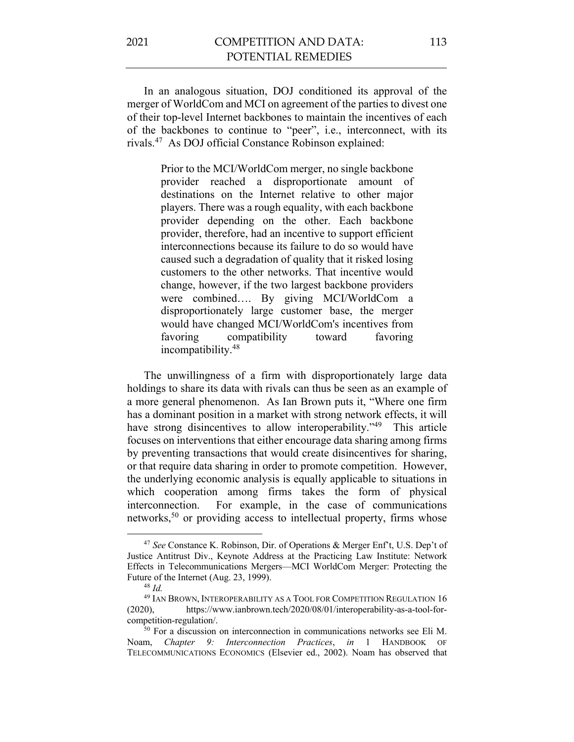In an analogous situation, DOJ conditioned its approval of the merger of WorldCom and MCI on agreement of the parties to divest one of their top-level Internet backbones to maintain the incentives of each of the backbones to continue to "peer", i.e., interconnect, with its rivals.[47] As DOJ official Constance Robinson explained:

> Prior to the MCI/WorldCom merger, no single backbone provider reached a disproportionate amount of destinations on the Internet relative to other major players. There was a rough equality, with each backbone provider depending on the other. Each backbone provider, therefore, had an incentive to support efficient interconnections because its failure to do so would have caused such a degradation of quality that it risked losing customers to the other networks. That incentive would change, however, if the two largest backbone providers were combined…. By giving MCI/WorldCom a disproportionately large customer base, the merger would have changed MCI/WorldCom's incentives from favoring compatibility toward favoring incompatibility.[48]

The unwillingness of a firm with disproportionately large data holdings to share its data with rivals can thus be seen as an example of a more general phenomenon. As Ian Brown puts it, "Where one firm has a dominant position in a market with strong network effects, it will have strong disincentives to allow interoperability."[49] This article focuses on interventions that either encourage data sharing among firms by preventing transactions that would create disincentives for sharing, or that require data sharing in order to promote competition. However, the underlying economic analysis is equally applicable to situations in which cooperation among firms takes the form of physical interconnection. For example, in the case of communications networks,[50] or providing access to intellectual property, firms whose

---

[47] *See* Constance K. Robinson, Dir. of Operations & Merger Enf't, U.S. Dep't of Justice Antitrust Div., Keynote Address at the Practicing Law Institute: Network Effects in Telecommunications Mergers—MCI WorldCom Merger: Protecting the Future of the Internet (Aug. 23, 1999).

[48] *Id.*

[49] IAN BROWN, INTEROPERABILITY AS A TOOL FOR COMPETITION REGULATION 16 (2020), https://www.ianbrown.tech/2020/08/01/interoperability-as-a-tool-for-competition-regulation/.

[50] For a discussion on interconnection in communications networks see Eli M. Noam, *Chapter 9: Interconnection Practices*, *in* 1 HANDBOOK OF TELECOMMUNICATIONS ECONOMICS (Elsevier ed., 2002). Noam has observed that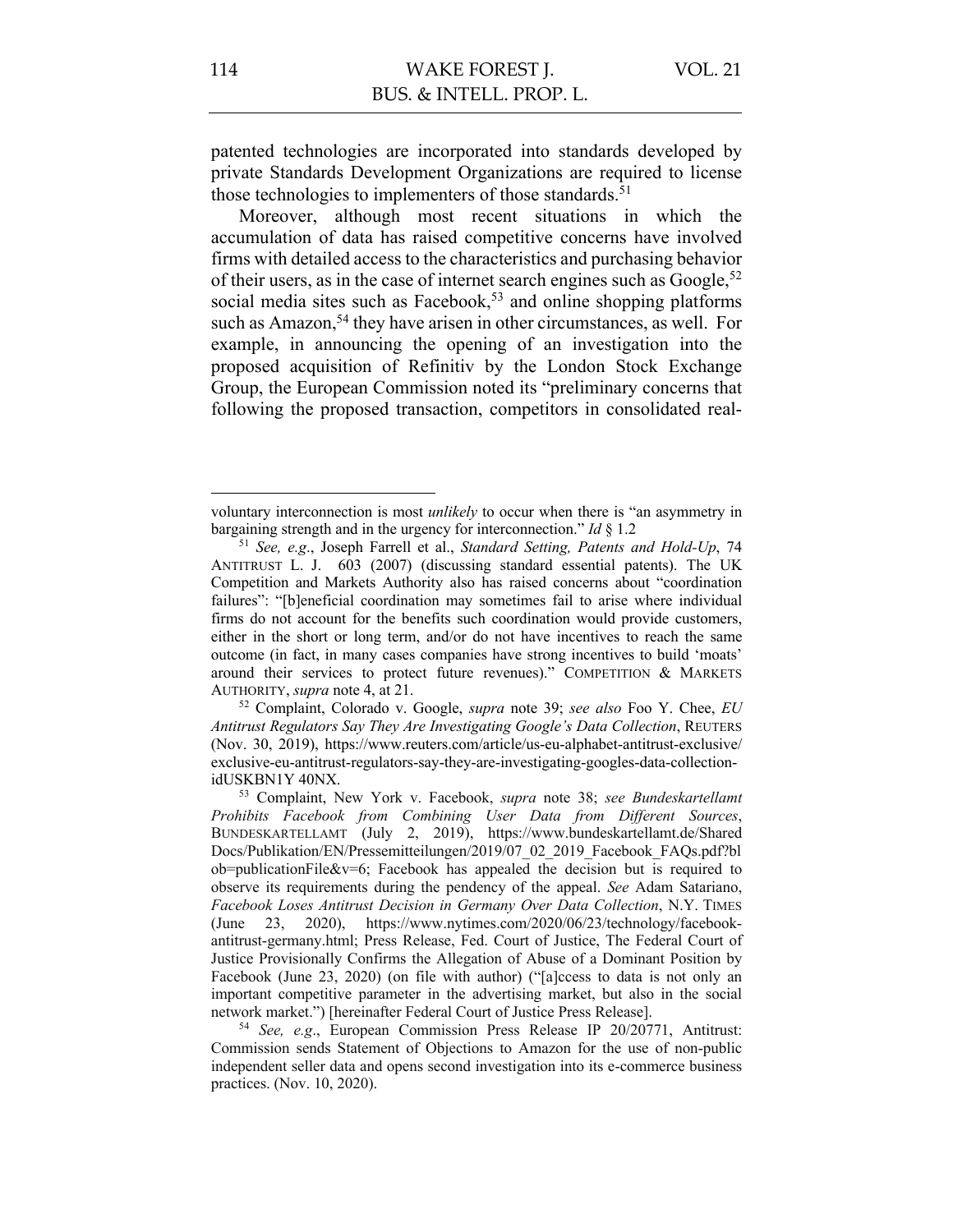patented technologies are incorporated into standards developed by private Standards Development Organizations are required to license those technologies to implementers of those standards.[51]

Moreover, although most recent situations in which the accumulation of data has raised competitive concerns have involved firms with detailed access to the characteristics and purchasing behavior of their users, as in the case of internet search engines such as Google,[52] social media sites such as Facebook,[53] and online shopping platforms such as Amazon,[54] they have arisen in other circumstances, as well. For example, in announcing the opening of an investigation into the proposed acquisition of Refinitiv by the London Stock Exchange Group, the European Commission noted its "preliminary concerns that following the proposed transaction, competitors in consolidated real-

---

voluntary interconnection is most *unlikely* to occur when there is "an asymmetry in bargaining strength and in the urgency for interconnection." *Id* § 1.2

[51] *See, e.g*., Joseph Farrell et al., *Standard Setting, Patents and Hold-Up*, 74 ANTITRUST L. J. 603 (2007) (discussing standard essential patents). The UK Competition and Markets Authority also has raised concerns about "coordination failures": "[b]eneficial coordination may sometimes fail to arise where individual firms do not account for the benefits such coordination would provide customers, either in the short or long term, and/or do not have incentives to reach the same outcome (in fact, in many cases companies have strong incentives to build 'moats' around their services to protect future revenues)." COMPETITION & MARKETS AUTHORITY, *supra* note 4, at 21.

[52] Complaint, Colorado v. Google, *supra* note 39; *see also* Foo Y. Chee, *EU Antitrust Regulators Say They Are Investigating Google's Data Collection*, REUTERS (Nov. 30, 2019), https://www.reuters.com/article/us-eu-alphabet-antitrust-exclusive/exclusive-eu-antitrust-regulators-say-they-are-investigating-googles-data-collection-idUSKBN1Y 40NX.

[53] Complaint, New York v. Facebook, *supra* note 38; *see Bundeskartellamt Prohibits Facebook from Combining User Data from Different Sources*, BUNDESKARTELLAMT (July 2, 2019), https://www.bundeskartellamt.de/SharedDocs/Publikation/EN/Pressemitteilungen/2019/07_02_2019_Facebook_FAQs.pdf?blob=publicationFile&v=6; Facebook has appealed the decision but is required to observe its requirements during the pendency of the appeal. *See* Adam Satariano, *Facebook Loses Antitrust Decision in Germany Over Data Collection*, N.Y. TIMES (June 23, 2020), https://www.nytimes.com/2020/06/23/technology/facebook-antitrust-germany.html; Press Release, Fed. Court of Justice, The Federal Court of Justice Provisionally Confirms the Allegation of Abuse of a Dominant Position by Facebook (June 23, 2020) (on file with author) ("[a]ccess to data is not only an important competitive parameter in the advertising market, but also in the social network market.") [hereinafter Federal Court of Justice Press Release].

[54] *See, e.g*., European Commission Press Release IP 20/20771, Antitrust: Commission sends Statement of Objections to Amazon for the use of non-public independent seller data and opens second investigation into its e-commerce business practices. (Nov. 10, 2020).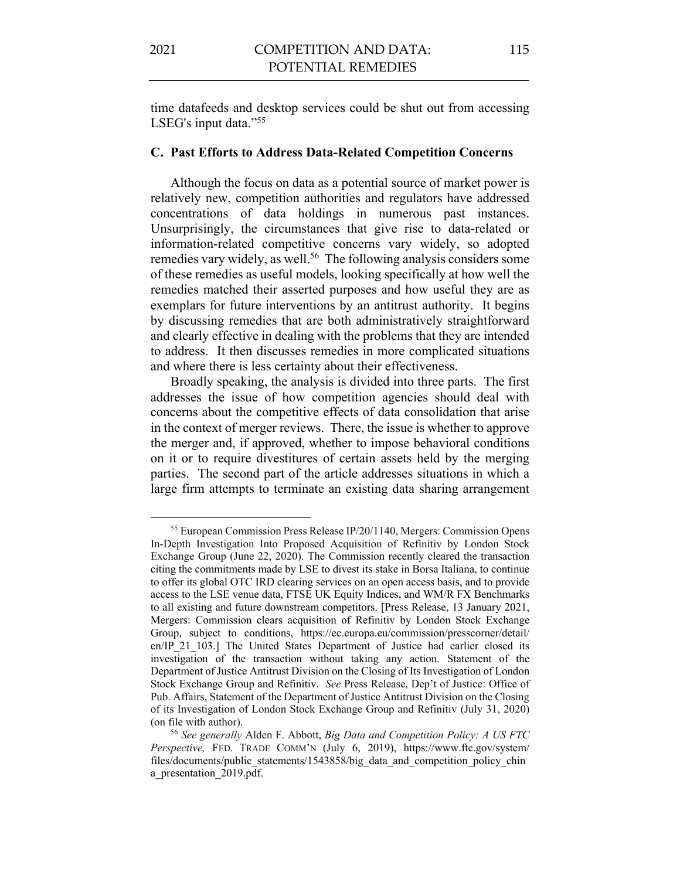time datafeeds and desktop services could be shut out from accessing LSEG's input data."[55]

### C. Past Efforts to Address Data-Related Competition Concerns

Although the focus on data as a potential source of market power is relatively new, competition authorities and regulators have addressed concentrations of data holdings in numerous past instances. Unsurprisingly, the circumstances that give rise to data-related or information-related competitive concerns vary widely, so adopted remedies vary widely, as well.[56] The following analysis considers some of these remedies as useful models, looking specifically at how well the remedies matched their asserted purposes and how useful they are as exemplars for future interventions by an antitrust authority. It begins by discussing remedies that are both administratively straightforward and clearly effective in dealing with the problems that they are intended to address. It then discusses remedies in more complicated situations and where there is less certainty about their effectiveness.

Broadly speaking, the analysis is divided into three parts. The first addresses the issue of how competition agencies should deal with concerns about the competitive effects of data consolidation that arise in the context of merger reviews. There, the issue is whether to approve the merger and, if approved, whether to impose behavioral conditions on it or to require divestitures of certain assets held by the merging parties. The second part of the article addresses situations in which a large firm attempts to terminate an existing data sharing arrangement

---

[55] European Commission Press Release IP/20/1140, Mergers: Commission Opens In-Depth Investigation Into Proposed Acquisition of Refinitiv by London Stock Exchange Group (June 22, 2020). The Commission recently cleared the transaction citing the commitments made by LSE to divest its stake in Borsa Italiana, to continue to offer its global OTC IRD clearing services on an open access basis, and to provide access to the LSE venue data, FTSE UK Equity Indices, and WM/R FX Benchmarks to all existing and future downstream competitors. [Press Release, 13 January 2021, Mergers: Commission clears acquisition of Refinitiv by London Stock Exchange Group, subject to conditions, https://ec.europa.eu/commission/presscorner/detail/en/IP_21_103.] The United States Department of Justice had earlier closed its investigation of the transaction without taking any action. Statement of the Department of Justice Antitrust Division on the Closing of Its Investigation of London Stock Exchange Group and Refinitiv. *See* Press Release, Dep't of Justice: Office of Pub. Affairs, Statement of the Department of Justice Antitrust Division on the Closing of its Investigation of London Stock Exchange Group and Refinitiv (July 31, 2020) (on file with author).

[56] *See generally* Alden F. Abbott, *Big Data and Competition Policy: A US FTC Perspective,* FED. TRADE COMM'N (July 6, 2019), https://www.ftc.gov/system/files/documents/public_statements/1543858/big_data_and_competition_policy_china_presentation_2019.pdf.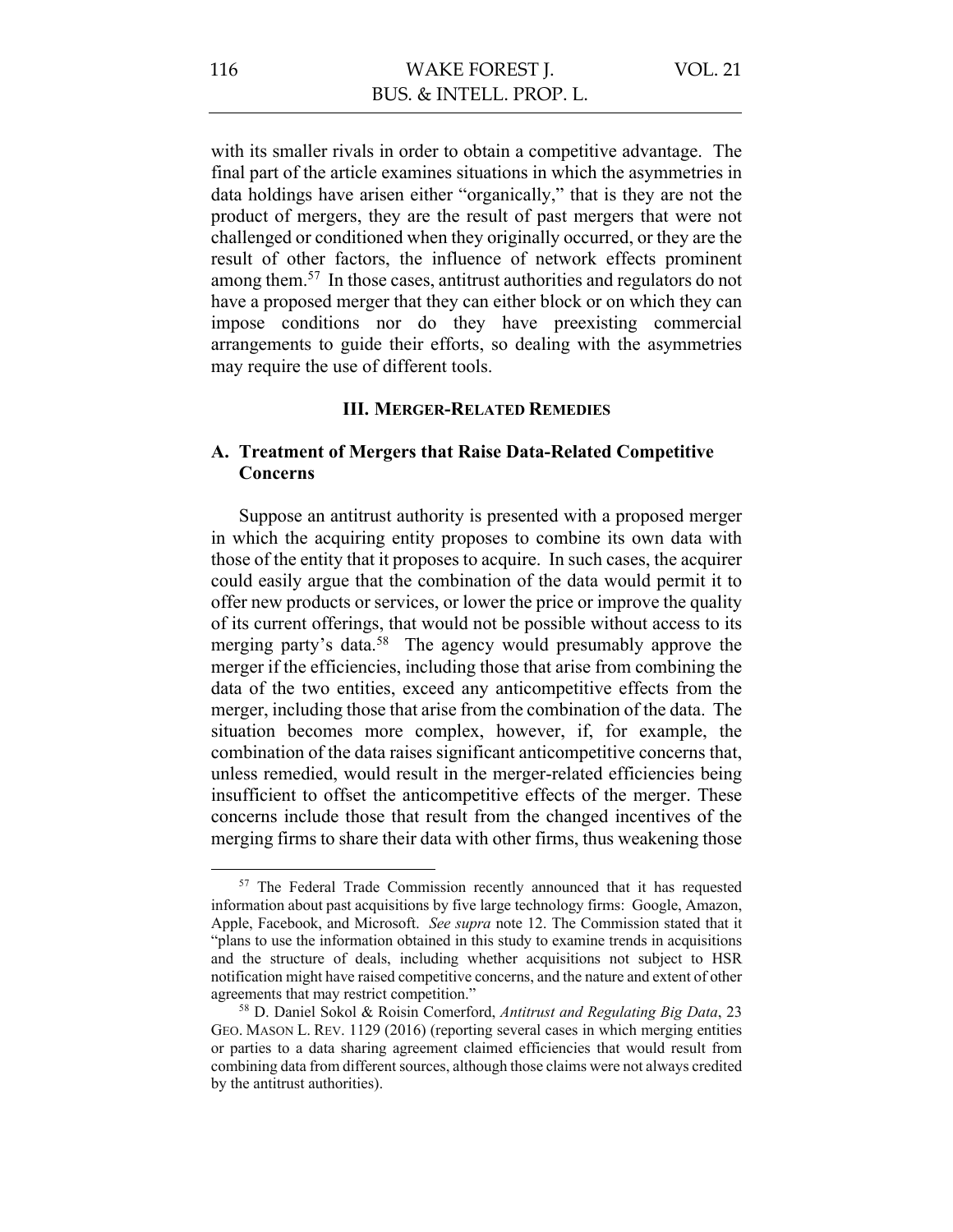with its smaller rivals in order to obtain a competitive advantage. The final part of the article examines situations in which the asymmetries in data holdings have arisen either "organically," that is they are not the product of mergers, they are the result of past mergers that were not challenged or conditioned when they originally occurred, or they are the result of other factors, the influence of network effects prominent among them.[57] In those cases, antitrust authorities and regulators do not have a proposed merger that they can either block or on which they can impose conditions nor do they have preexisting commercial arrangements to guide their efforts, so dealing with the asymmetries may require the use of different tools.

## III. MERGER-RELATED REMEDIES

### A. Treatment of Mergers that Raise Data-Related Competitive Concerns

Suppose an antitrust authority is presented with a proposed merger in which the acquiring entity proposes to combine its own data with those of the entity that it proposes to acquire. In such cases, the acquirer could easily argue that the combination of the data would permit it to offer new products or services, or lower the price or improve the quality of its current offerings, that would not be possible without access to its merging party's data.[58] The agency would presumably approve the merger if the efficiencies, including those that arise from combining the data of the two entities, exceed any anticompetitive effects from the merger, including those that arise from the combination of the data. The situation becomes more complex, however, if, for example, the combination of the data raises significant anticompetitive concerns that, unless remedied, would result in the merger-related efficiencies being insufficient to offset the anticompetitive effects of the merger. These concerns include those that result from the changed incentives of the merging firms to share their data with other firms, thus weakening those

---

[57] The Federal Trade Commission recently announced that it has requested information about past acquisitions by five large technology firms: Google, Amazon, Apple, Facebook, and Microsoft. *See supra* note 12. The Commission stated that it "plans to use the information obtained in this study to examine trends in acquisitions and the structure of deals, including whether acquisitions not subject to HSR notification might have raised competitive concerns, and the nature and extent of other agreements that may restrict competition."

[58] D. Daniel Sokol & Roisin Comerford, *Antitrust and Regulating Big Data*, 23 GEO. MASON L. REV. 1129 (2016) (reporting several cases in which merging entities or parties to a data sharing agreement claimed efficiencies that would result from combining data from different sources, although those claims were not always credited by the antitrust authorities).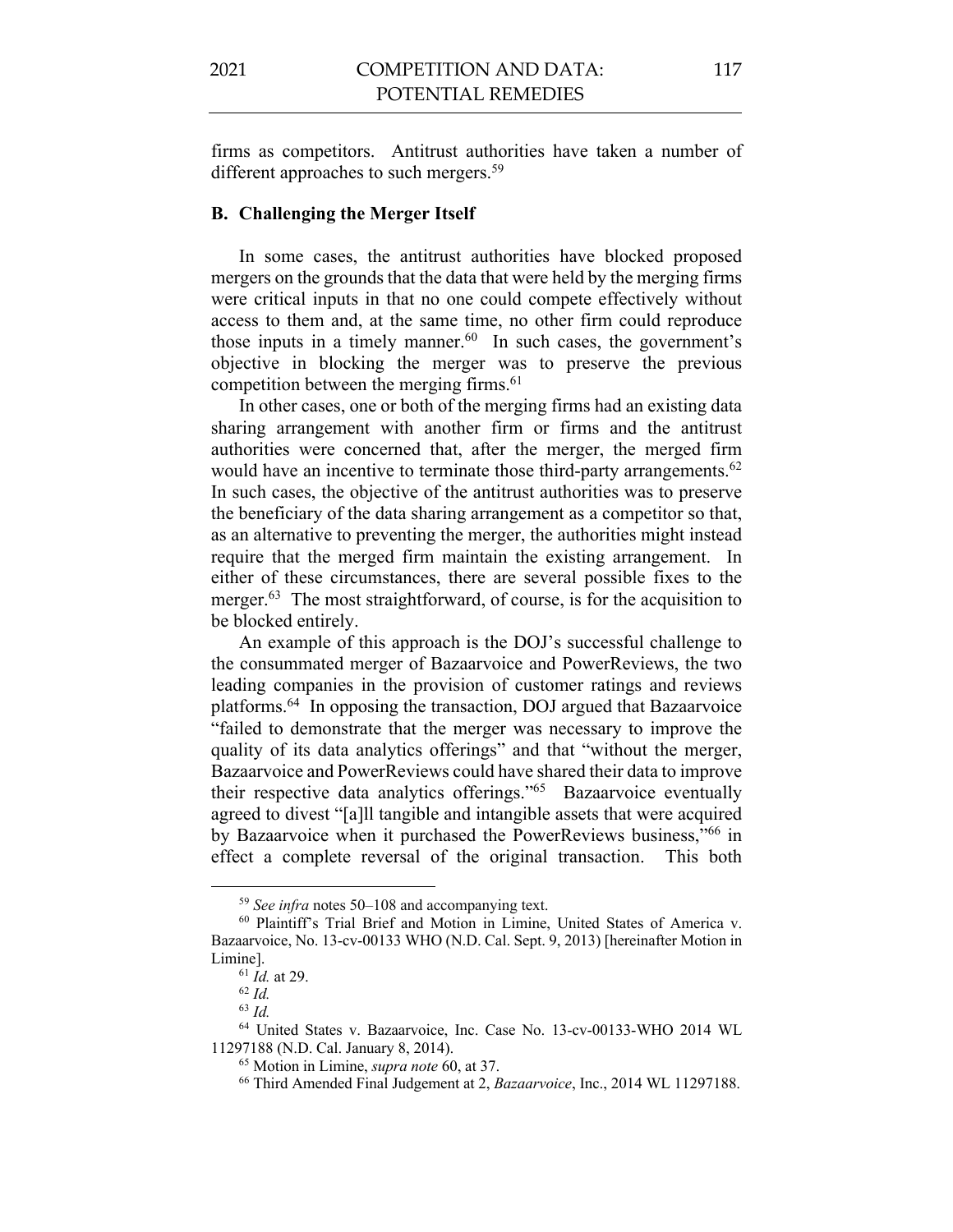firms as competitors. Antitrust authorities have taken a number of different approaches to such mergers.[59]

### B. Challenging the Merger Itself

In some cases, the antitrust authorities have blocked proposed mergers on the grounds that the data that were held by the merging firms were critical inputs in that no one could compete effectively without access to them and, at the same time, no other firm could reproduce those inputs in a timely manner.[60] In such cases, the government's objective in blocking the merger was to preserve the previous competition between the merging firms.[61]

In other cases, one or both of the merging firms had an existing data sharing arrangement with another firm or firms and the antitrust authorities were concerned that, after the merger, the merged firm would have an incentive to terminate those third-party arrangements.[62] In such cases, the objective of the antitrust authorities was to preserve the beneficiary of the data sharing arrangement as a competitor so that, as an alternative to preventing the merger, the authorities might instead require that the merged firm maintain the existing arrangement. In either of these circumstances, there are several possible fixes to the merger.[63] The most straightforward, of course, is for the acquisition to be blocked entirely.

An example of this approach is the DOJ's successful challenge to the consummated merger of Bazaarvoice and PowerReviews, the two leading companies in the provision of customer ratings and reviews platforms.[64] In opposing the transaction, DOJ argued that Bazaarvoice "failed to demonstrate that the merger was necessary to improve the quality of its data analytics offerings" and that "without the merger, Bazaarvoice and PowerReviews could have shared their data to improve their respective data analytics offerings."[65] Bazaarvoice eventually agreed to divest "[a]ll tangible and intangible assets that were acquired by Bazaarvoice when it purchased the PowerReviews business,"[66] in effect a complete reversal of the original transaction. This both

---

[59] *See infra* notes 50–108 and accompanying text.

[60] Plaintiff's Trial Brief and Motion in Limine, United States of America v. Bazaarvoice, No. 13-cv-00133 WHO (N.D. Cal. Sept. 9, 2013) [hereinafter Motion in Limine].

[61] *Id.* at 29.

[62] *Id.*

[63] *Id.*

[64] United States v. Bazaarvoice, Inc. Case No. 13-cv-00133-WHO 2014 WL 11297188 (N.D. Cal. January 8, 2014).

[65] Motion in Limine, *supra note* 60, at 37.

[66] Third Amended Final Judgement at 2, *Bazaarvoice*, Inc., 2014 WL 11297188.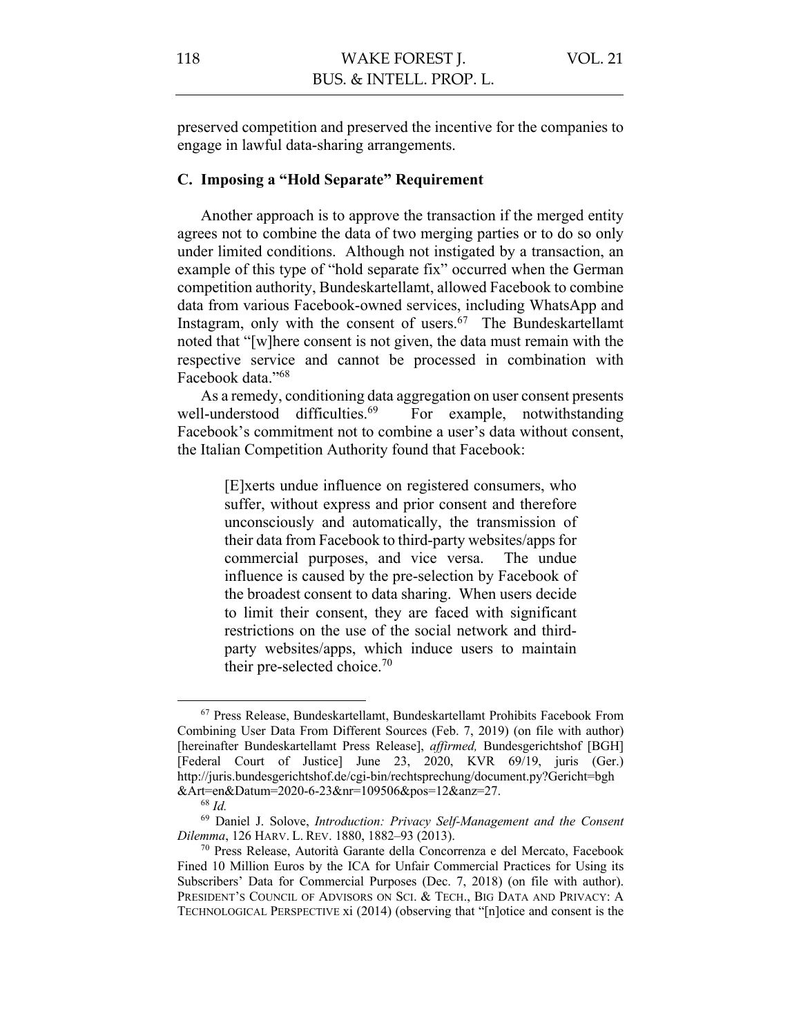preserved competition and preserved the incentive for the companies to engage in lawful data-sharing arrangements.

### C. Imposing a "Hold Separate" Requirement

Another approach is to approve the transaction if the merged entity agrees not to combine the data of two merging parties or to do so only under limited conditions. Although not instigated by a transaction, an example of this type of "hold separate fix" occurred when the German competition authority, Bundeskartellamt, allowed Facebook to combine data from various Facebook-owned services, including WhatsApp and Instagram, only with the consent of users.[67] The Bundeskartellamt noted that "[w]here consent is not given, the data must remain with the respective service and cannot be processed in combination with Facebook data."[68]

As a remedy, conditioning data aggregation on user consent presents well-understood difficulties.[69] For example, notwithstanding Facebook's commitment not to combine a user's data without consent, the Italian Competition Authority found that Facebook:

> [E]xerts undue influence on registered consumers, who suffer, without express and prior consent and therefore unconsciously and automatically, the transmission of their data from Facebook to third-party websites/apps for commercial purposes, and vice versa. The undue influence is caused by the pre-selection by Facebook of the broadest consent to data sharing. When users decide to limit their consent, they are faced with significant restrictions on the use of the social network and third-party websites/apps, which induce users to maintain their pre-selected choice.[70]

---

[67] Press Release, Bundeskartellamt, Bundeskartellamt Prohibits Facebook From Combining User Data From Different Sources (Feb. 7, 2019) (on file with author) [hereinafter Bundeskartellamt Press Release], *affirmed,* Bundesgerichtshof [BGH] [Federal Court of Justice] June 23, 2020, KVR 69/19, juris (Ger.) http://juris.bundesgerichtshof.de/cgi-bin/rechtsprechung/document.py?Gericht=bgh&Art=en&Datum=2020-6-23&nr=109506&pos=12&anz=27.

[68] *Id.*

[69] Daniel J. Solove, *Introduction: Privacy Self-Management and the Consent Dilemma*, 126 HARV. L. REV. 1880, 1882–93 (2013).

[70] Press Release, Autorità Garante della Concorrenza e del Mercato, Facebook Fined 10 Million Euros by the ICA for Unfair Commercial Practices for Using its Subscribers' Data for Commercial Purposes (Dec. 7, 2018) (on file with author). PRESIDENT'S COUNCIL OF ADVISORS ON SCI. & TECH., BIG DATA AND PRIVACY: A TECHNOLOGICAL PERSPECTIVE xi (2014) (observing that "[n]otice and consent is the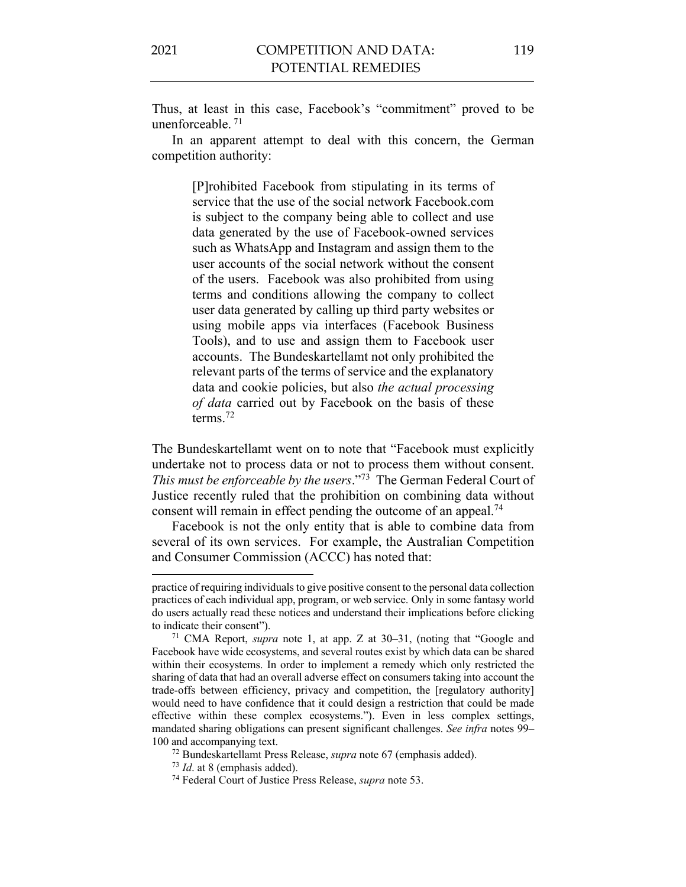Thus, at least in this case, Facebook's "commitment" proved to be unenforceable. [71]

In an apparent attempt to deal with this concern, the German competition authority:

> [P]rohibited Facebook from stipulating in its terms of service that the use of the social network Facebook.com is subject to the company being able to collect and use data generated by the use of Facebook-owned services such as WhatsApp and Instagram and assign them to the user accounts of the social network without the consent of the users. Facebook was also prohibited from using terms and conditions allowing the company to collect user data generated by calling up third party websites or using mobile apps via interfaces (Facebook Business Tools), and to use and assign them to Facebook user accounts. The Bundeskartellamt not only prohibited the relevant parts of the terms of service and the explanatory data and cookie policies, but also *the actual processing of data* carried out by Facebook on the basis of these terms.[72]

The Bundeskartellamt went on to note that "Facebook must explicitly undertake not to process data or not to process them without consent. *This must be enforceable by the users*."[73] The German Federal Court of Justice recently ruled that the prohibition on combining data without consent will remain in effect pending the outcome of an appeal.[74]

Facebook is not the only entity that is able to combine data from several of its own services. For example, the Australian Competition and Consumer Commission (ACCC) has noted that:

---

practice of requiring individuals to give positive consent to the personal data collection practices of each individual app, program, or web service. Only in some fantasy world do users actually read these notices and understand their implications before clicking to indicate their consent").

[71] CMA Report, *supra* note 1, at app. Z at 30–31, (noting that "Google and Facebook have wide ecosystems, and several routes exist by which data can be shared within their ecosystems. In order to implement a remedy which only restricted the sharing of data that had an overall adverse effect on consumers taking into account the trade-offs between efficiency, privacy and competition, the [regulatory authority] would need to have confidence that it could design a restriction that could be made effective within these complex ecosystems."). Even in less complex settings, mandated sharing obligations can present significant challenges. *See infra* notes 99–100 and accompanying text.

[72] Bundeskartellamt Press Release, *supra* note 67 (emphasis added).

[73] *Id*. at 8 (emphasis added).

[74] Federal Court of Justice Press Release, *supra* note 53.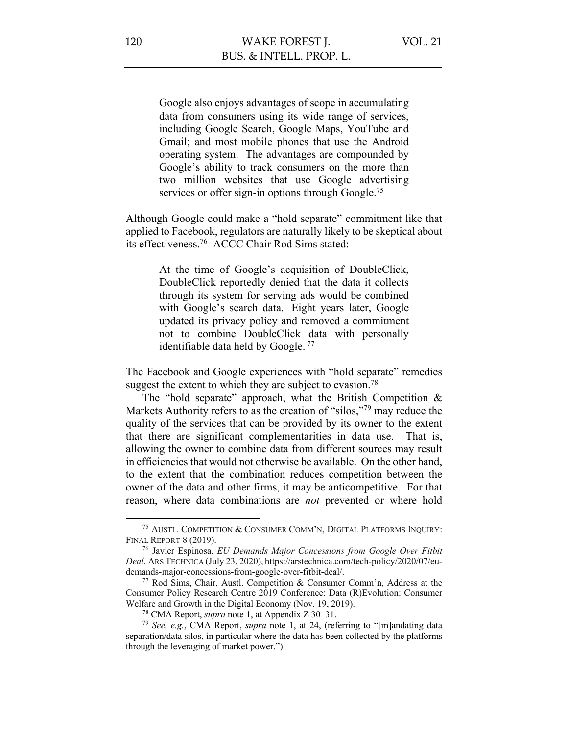> Google also enjoys advantages of scope in accumulating data from consumers using its wide range of services, including Google Search, Google Maps, YouTube and Gmail; and most mobile phones that use the Android operating system. The advantages are compounded by Google's ability to track consumers on the more than two million websites that use Google advertising services or offer sign-in options through Google.[75]

Although Google could make a "hold separate" commitment like that applied to Facebook, regulators are naturally likely to be skeptical about its effectiveness.[76] ACCC Chair Rod Sims stated:

> At the time of Google's acquisition of DoubleClick, DoubleClick reportedly denied that the data it collects through its system for serving ads would be combined with Google's search data. Eight years later, Google updated its privacy policy and removed a commitment not to combine DoubleClick data with personally identifiable data held by Google.[77]

The Facebook and Google experiences with "hold separate" remedies suggest the extent to which they are subject to evasion.[78]

The "hold separate" approach, what the British Competition & Markets Authority refers to as the creation of "silos,"[79] may reduce the quality of the services that can be provided by its owner to the extent that there are significant complementarities in data use. That is, allowing the owner to combine data from different sources may result in efficiencies that would not otherwise be available. On the other hand, to the extent that the combination reduces competition between the owner of the data and other firms, it may be anticompetitive. For that reason, where data combinations are *not* prevented or where hold

---

[75] AUSTL. COMPETITION & CONSUMER COMM'N, DIGITAL PLATFORMS INQUIRY: FINAL REPORT 8 (2019).

[76] Javier Espinosa, *EU Demands Major Concessions from Google Over Fitbit Deal*, ARS TECHNICA (July 23, 2020), https://arstechnica.com/tech-policy/2020/07/eu-demands-major-concessions-from-google-over-fitbit-deal/.

[77] Rod Sims, Chair, Austl. Competition & Consumer Comm'n, Address at the Consumer Policy Research Centre 2019 Conference: Data (R)Evolution: Consumer Welfare and Growth in the Digital Economy (Nov. 19, 2019).

[78] CMA Report, *supra* note 1, at Appendix Z 30–31.

[79] *See, e.g.*, CMA Report, *supra* note 1, at 24, (referring to "[m]andating data separation/data silos, in particular where the data has been collected by the platforms through the leveraging of market power.").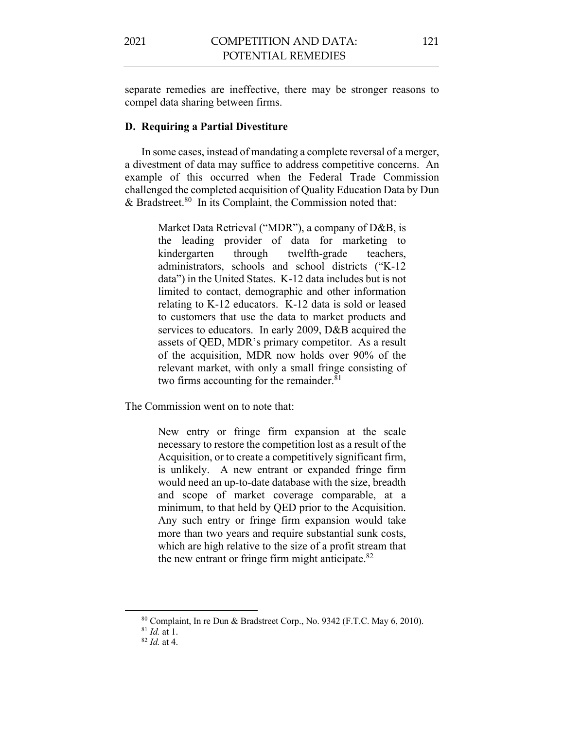separate remedies are ineffective, there may be stronger reasons to compel data sharing between firms.

### D. Requiring a Partial Divestiture

In some cases, instead of mandating a complete reversal of a merger, a divestment of data may suffice to address competitive concerns. An example of this occurred when the Federal Trade Commission challenged the completed acquisition of Quality Education Data by Dun & Bradstreet.[80] In its Complaint, the Commission noted that:

> Market Data Retrieval ("MDR"), a company of D&B, is the leading provider of data for marketing to kindergarten through twelfth-grade teachers, administrators, schools and school districts ("K-12 data") in the United States. K-12 data includes but is not limited to contact, demographic and other information relating to K-12 educators. K-12 data is sold or leased to customers that use the data to market products and services to educators. In early 2009, D&B acquired the assets of QED, MDR's primary competitor. As a result of the acquisition, MDR now holds over 90% of the relevant market, with only a small fringe consisting of two firms accounting for the remainder.[81]

The Commission went on to note that:

> New entry or fringe firm expansion at the scale necessary to restore the competition lost as a result of the Acquisition, or to create a competitively significant firm, is unlikely. A new entrant or expanded fringe firm would need an up-to-date database with the size, breadth and scope of market coverage comparable, at a minimum, to that held by QED prior to the Acquisition. Any such entry or fringe firm expansion would take more than two years and require substantial sunk costs, which are high relative to the size of a profit stream that the new entrant or fringe firm might anticipate.[82]

---

[80] Complaint, In re Dun & Bradstreet Corp., No. 9342 (F.T.C. May 6, 2010).

[81] *Id.* at 1.

[82] *Id.* at 4.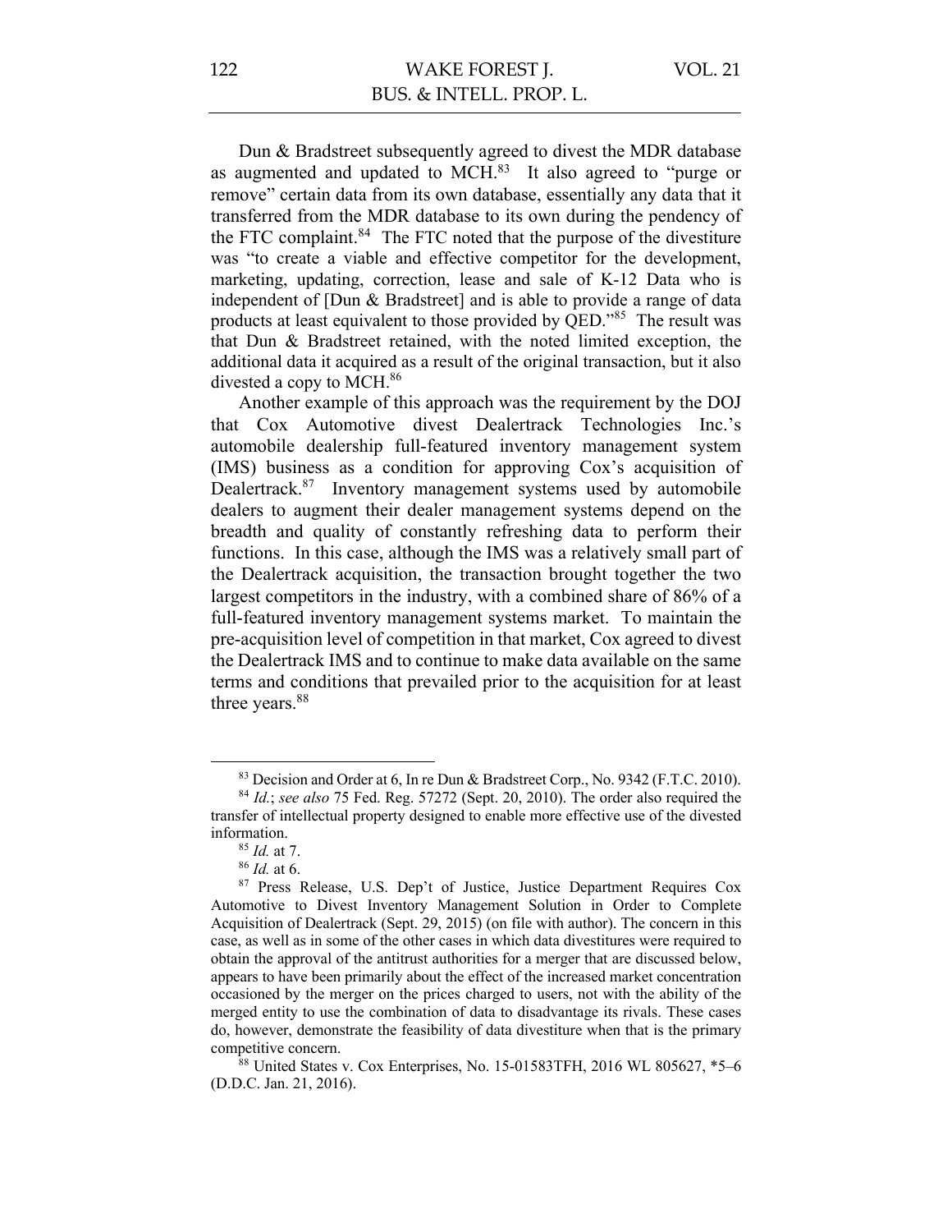Dun & Bradstreet subsequently agreed to divest the MDR database as augmented and updated to MCH.[83] It also agreed to "purge or remove" certain data from its own database, essentially any data that it transferred from the MDR database to its own during the pendency of the FTC complaint.[84] The FTC noted that the purpose of the divestiture was "to create a viable and effective competitor for the development, marketing, updating, correction, lease and sale of K-12 Data who is independent of [Dun & Bradstreet] and is able to provide a range of data products at least equivalent to those provided by QED."[85] The result was that Dun & Bradstreet retained, with the noted limited exception, the additional data it acquired as a result of the original transaction, but it also divested a copy to MCH.[86]

Another example of this approach was the requirement by the DOJ that Cox Automotive divest Dealertrack Technologies Inc.'s automobile dealership full-featured inventory management system (IMS) business as a condition for approving Cox's acquisition of Dealertrack.[87] Inventory management systems used by automobile dealers to augment their dealer management systems depend on the breadth and quality of constantly refreshing data to perform their functions. In this case, although the IMS was a relatively small part of the Dealertrack acquisition, the transaction brought together the two largest competitors in the industry, with a combined share of 86% of a full-featured inventory management systems market. To maintain the pre-acquisition level of competition in that market, Cox agreed to divest the Dealertrack IMS and to continue to make data available on the same terms and conditions that prevailed prior to the acquisition for at least three years.[88]

---

[83] Decision and Order at 6, In re Dun & Bradstreet Corp., No. 9342 (F.T.C. 2010).

[84] *Id.*; *see also* 75 Fed. Reg. 57272 (Sept. 20, 2010). The order also required the transfer of intellectual property designed to enable more effective use of the divested information.

[85] *Id.* at 7.

[86] *Id.* at 6.

[87] Press Release, U.S. Dep't of Justice, Justice Department Requires Cox Automotive to Divest Inventory Management Solution in Order to Complete Acquisition of Dealertrack (Sept. 29, 2015) (on file with author). The concern in this case, as well as in some of the other cases in which data divestitures were required to obtain the approval of the antitrust authorities for a merger that are discussed below, appears to have been primarily about the effect of the increased market concentration occasioned by the merger on the prices charged to users, not with the ability of the merged entity to use the combination of data to disadvantage its rivals. These cases do, however, demonstrate the feasibility of data divestiture when that is the primary competitive concern.

[88] United States v. Cox Enterprises, No. 15-01583TFH, 2016 WL 805627, *5–6 (D.D.C. Jan. 21, 2016).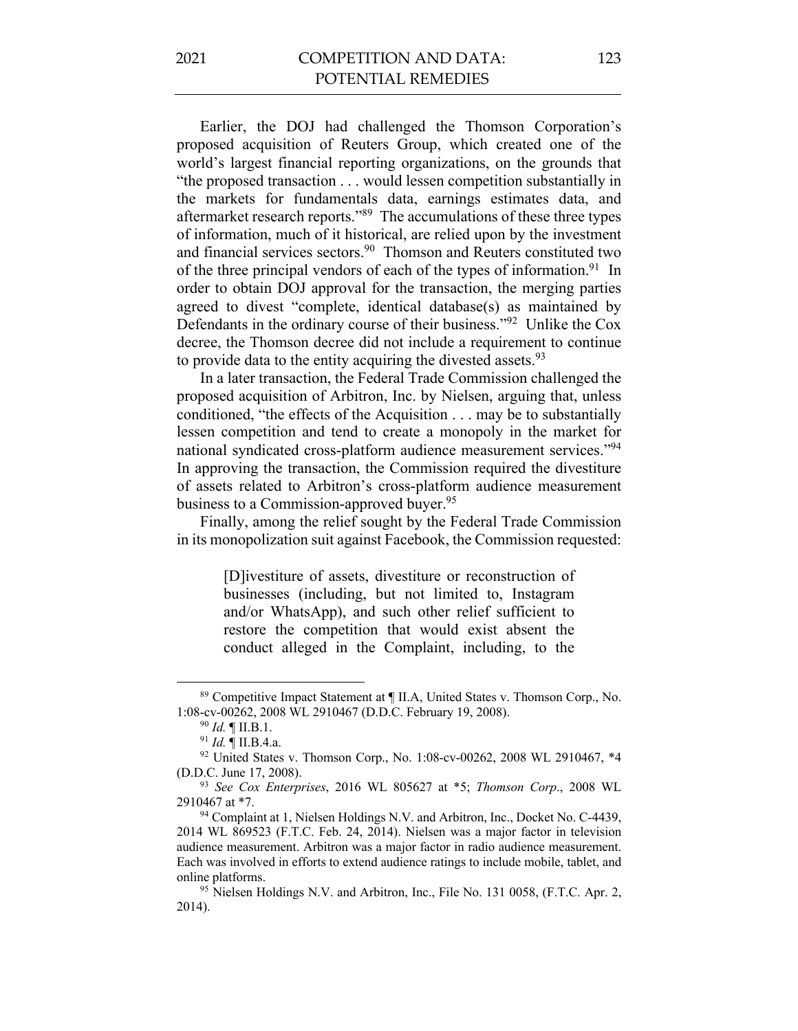Earlier, the DOJ had challenged the Thomson Corporation's proposed acquisition of Reuters Group, which created one of the world's largest financial reporting organizations, on the grounds that "the proposed transaction . . . would lessen competition substantially in the markets for fundamentals data, earnings estimates data, and aftermarket research reports."[89] The accumulations of these three types of information, much of it historical, are relied upon by the investment and financial services sectors.[90] Thomson and Reuters constituted two of the three principal vendors of each of the types of information.[91] In order to obtain DOJ approval for the transaction, the merging parties agreed to divest "complete, identical database(s) as maintained by Defendants in the ordinary course of their business."[92] Unlike the Cox decree, the Thomson decree did not include a requirement to continue to provide data to the entity acquiring the divested assets.[93]

In a later transaction, the Federal Trade Commission challenged the proposed acquisition of Arbitron, Inc. by Nielsen, arguing that, unless conditioned, "the effects of the Acquisition . . . may be to substantially lessen competition and tend to create a monopoly in the market for national syndicated cross-platform audience measurement services."[94] In approving the transaction, the Commission required the divestiture of assets related to Arbitron's cross-platform audience measurement business to a Commission-approved buyer.[95]

Finally, among the relief sought by the Federal Trade Commission in its monopolization suit against Facebook, the Commission requested:

> [D]ivestiture of assets, divestiture or reconstruction of businesses (including, but not limited to, Instagram and/or WhatsApp), and such other relief sufficient to restore the competition that would exist absent the conduct alleged in the Complaint, including, to the

---

[89] Competitive Impact Statement at ¶ II.A, United States v. Thomson Corp., No. 1:08-cv-00262, 2008 WL 2910467 (D.D.C. February 19, 2008).

[90] *Id.* ¶ II.B.1.

[91] *Id.* ¶ II.B.4.a.

[92] United States v. Thomson Corp., No. 1:08-cv-00262, 2008 WL 2910467, *4 (D.D.C. June 17, 2008).

[93] *See Cox Enterprises*, 2016 WL 805627 at *5; *Thomson Corp*., 2008 WL 2910467 at *7.

[94] Complaint at 1, Nielsen Holdings N.V. and Arbitron, Inc., Docket No. C-4439, 2014 WL 869523 (F.T.C. Feb. 24, 2014). Nielsen was a major factor in television audience measurement. Arbitron was a major factor in radio audience measurement. Each was involved in efforts to extend audience ratings to include mobile, tablet, and online platforms.

[95] Nielsen Holdings N.V. and Arbitron, Inc., File No. 131 0058, (F.T.C. Apr. 2, 2014).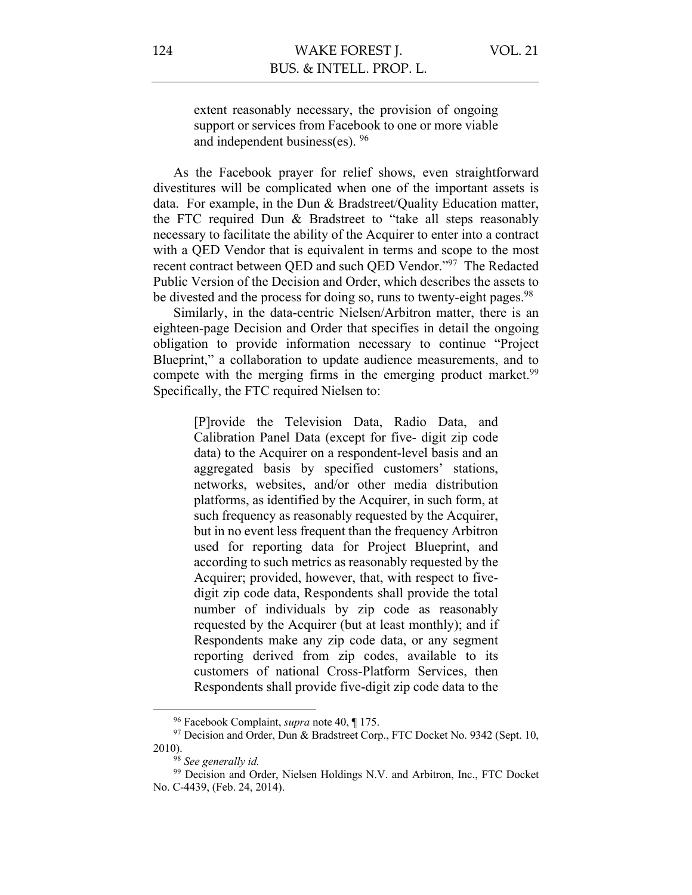> extent reasonably necessary, the provision of ongoing support or services from Facebook to one or more viable and independent business(es). [96]

As the Facebook prayer for relief shows, even straightforward divestitures will be complicated when one of the important assets is data. For example, in the Dun & Bradstreet/Quality Education matter, the FTC required Dun & Bradstreet to "take all steps reasonably necessary to facilitate the ability of the Acquirer to enter into a contract with a QED Vendor that is equivalent in terms and scope to the most recent contract between QED and such QED Vendor."[97] The Redacted Public Version of the Decision and Order, which describes the assets to be divested and the process for doing so, runs to twenty-eight pages.[98]

Similarly, in the data-centric Nielsen/Arbitron matter, there is an eighteen-page Decision and Order that specifies in detail the ongoing obligation to provide information necessary to continue "Project Blueprint," a collaboration to update audience measurements, and to compete with the merging firms in the emerging product market.[99] Specifically, the FTC required Nielsen to:

> [P]rovide the Television Data, Radio Data, and Calibration Panel Data (except for five- digit zip code data) to the Acquirer on a respondent-level basis and an aggregated basis by specified customers' stations, networks, websites, and/or other media distribution platforms, as identified by the Acquirer, in such form, at such frequency as reasonably requested by the Acquirer, but in no event less frequent than the frequency Arbitron used for reporting data for Project Blueprint, and according to such metrics as reasonably requested by the Acquirer; provided, however, that, with respect to five-digit zip code data, Respondents shall provide the total number of individuals by zip code as reasonably requested by the Acquirer (but at least monthly); and if Respondents make any zip code data, or any segment reporting derived from zip codes, available to its customers of national Cross-Platform Services, then Respondents shall provide five-digit zip code data to the

---

[96] Facebook Complaint, *supra* note 40, ¶ 175.

[97] Decision and Order, Dun & Bradstreet Corp., FTC Docket No. 9342 (Sept. 10, 2010).

[98] *See generally id.*

[99] Decision and Order, Nielsen Holdings N.V. and Arbitron, Inc., FTC Docket No. C-4439, (Feb. 24, 2014).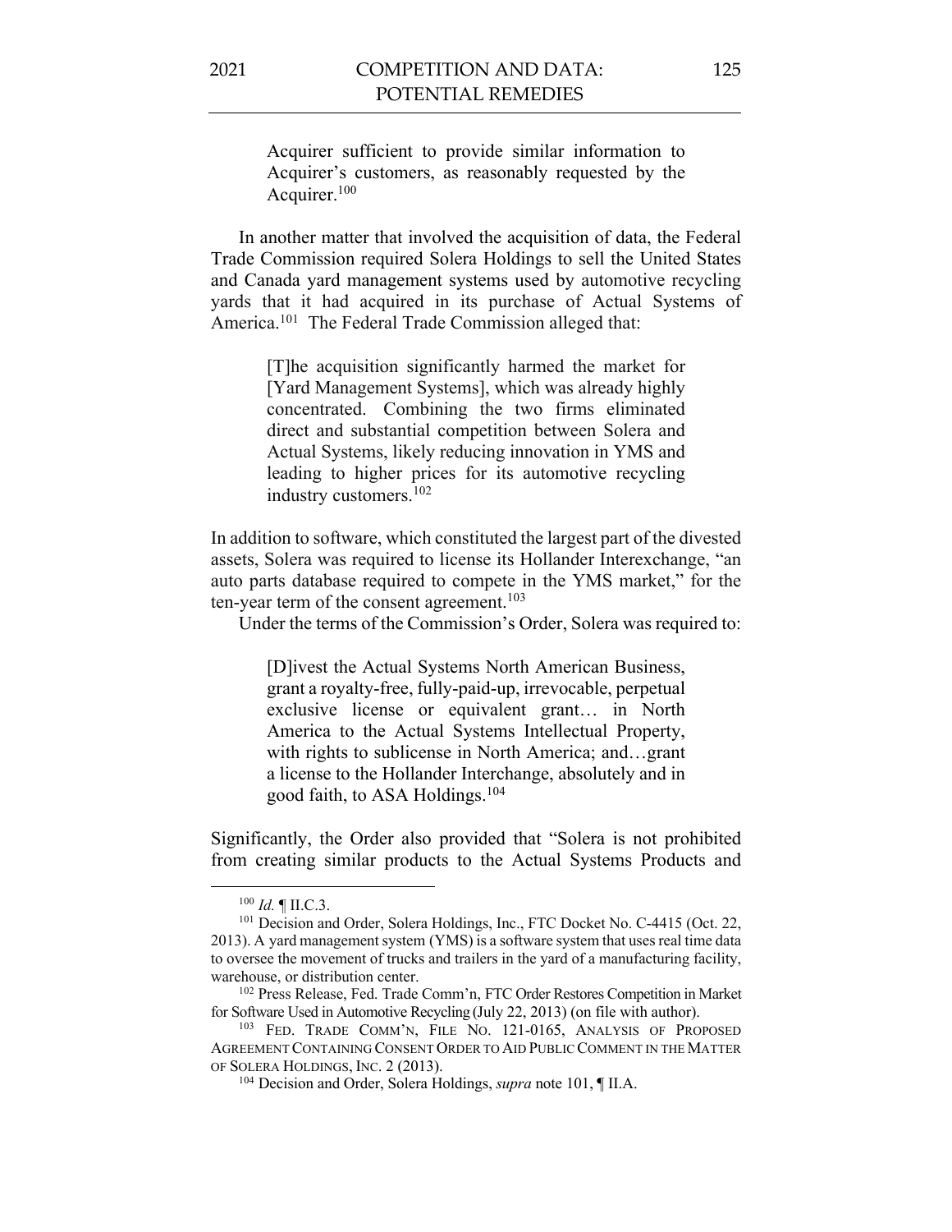> Acquirer sufficient to provide similar information to Acquirer's customers, as reasonably requested by the Acquirer.[100]

In another matter that involved the acquisition of data, the Federal Trade Commission required Solera Holdings to sell the United States and Canada yard management systems used by automotive recycling yards that it had acquired in its purchase of Actual Systems of America.[101] The Federal Trade Commission alleged that:

> [T]he acquisition significantly harmed the market for [Yard Management Systems], which was already highly concentrated. Combining the two firms eliminated direct and substantial competition between Solera and Actual Systems, likely reducing innovation in YMS and leading to higher prices for its automotive recycling industry customers.[102]

In addition to software, which constituted the largest part of the divested assets, Solera was required to license its Hollander Interexchange, "an auto parts database required to compete in the YMS market," for the ten-year term of the consent agreement.[103]

Under the terms of the Commission's Order, Solera was required to:

> [D]ivest the Actual Systems North American Business, grant a royalty-free, fully-paid-up, irrevocable, perpetual exclusive license or equivalent grant… in North America to the Actual Systems Intellectual Property, with rights to sublicense in North America; and…grant a license to the Hollander Interchange, absolutely and in good faith, to ASA Holdings.[104]

Significantly, the Order also provided that "Solera is not prohibited from creating similar products to the Actual Systems Products and

---

[100] *Id.* ¶ II.C.3.

[101] Decision and Order, Solera Holdings, Inc., FTC Docket No. C-4415 (Oct. 22, 2013). A yard management system (YMS) is a software system that uses real time data to oversee the movement of trucks and trailers in the yard of a manufacturing facility, warehouse, or distribution center.

[102] Press Release, Fed. Trade Comm'n, FTC Order Restores Competition in Market for Software Used in Automotive Recycling (July 22, 2013) (on file with author).

[103] FED. TRADE COMM'N, FILE NO. 121-0165, ANALYSIS OF PROPOSED AGREEMENT CONTAINING CONSENT ORDER TO AID PUBLIC COMMENT IN THE MATTER OF SOLERA HOLDINGS, INC. 2 (2013).

[104] Decision and Order, Solera Holdings, *supra* note 101, ¶ II.A.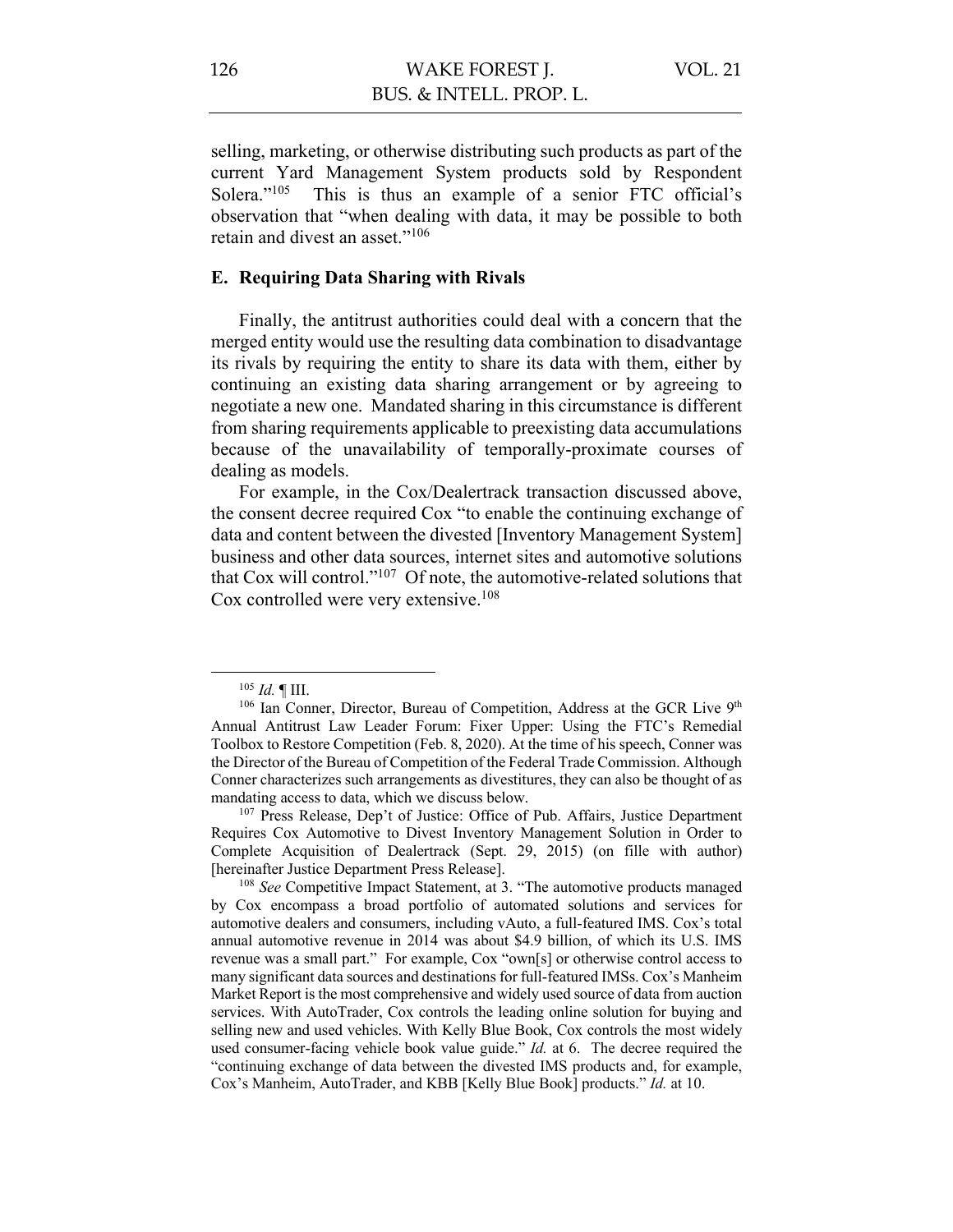selling, marketing, or otherwise distributing such products as part of the current Yard Management System products sold by Respondent Solera."[105] This is thus an example of a senior FTC official's observation that "when dealing with data, it may be possible to both retain and divest an asset."[106]

### E. Requiring Data Sharing with Rivals

Finally, the antitrust authorities could deal with a concern that the merged entity would use the resulting data combination to disadvantage its rivals by requiring the entity to share its data with them, either by continuing an existing data sharing arrangement or by agreeing to negotiate a new one. Mandated sharing in this circumstance is different from sharing requirements applicable to preexisting data accumulations because of the unavailability of temporally-proximate courses of dealing as models.

For example, in the Cox/Dealertrack transaction discussed above, the consent decree required Cox "to enable the continuing exchange of data and content between the divested [Inventory Management System] business and other data sources, internet sites and automotive solutions that Cox will control."[107] Of note, the automotive-related solutions that Cox controlled were very extensive.[108]

---

[105] *Id.* ¶ III.

[106] Ian Conner, Director, Bureau of Competition, Address at the GCR Live 9th Annual Antitrust Law Leader Forum: Fixer Upper: Using the FTC's Remedial Toolbox to Restore Competition (Feb. 8, 2020). At the time of his speech, Conner was the Director of the Bureau of Competition of the Federal Trade Commission. Although Conner characterizes such arrangements as divestitures, they can also be thought of as mandating access to data, which we discuss below.

[107] Press Release, Dep't of Justice: Office of Pub. Affairs, Justice Department Requires Cox Automotive to Divest Inventory Management Solution in Order to Complete Acquisition of Dealertrack (Sept. 29, 2015) (on fille with author) [hereinafter Justice Department Press Release].

[108] *See* Competitive Impact Statement, at 3. "The automotive products managed by Cox encompass a broad portfolio of automated solutions and services for automotive dealers and consumers, including vAuto, a full-featured IMS. Cox's total annual automotive revenue in 2014 was about $4.9 billion, of which its U.S. IMS revenue was a small part." For example, Cox "own[s] or otherwise control access to many significant data sources and destinations for full-featured IMSs. Cox's Manheim Market Report is the most comprehensive and widely used source of data from auction services. With AutoTrader, Cox controls the leading online solution for buying and selling new and used vehicles. With Kelly Blue Book, Cox controls the most widely used consumer-facing vehicle book value guide." *Id.* at 6. The decree required the "continuing exchange of data between the divested IMS products and, for example, Cox's Manheim, AutoTrader, and KBB [Kelly Blue Book] products." *Id.* at 10.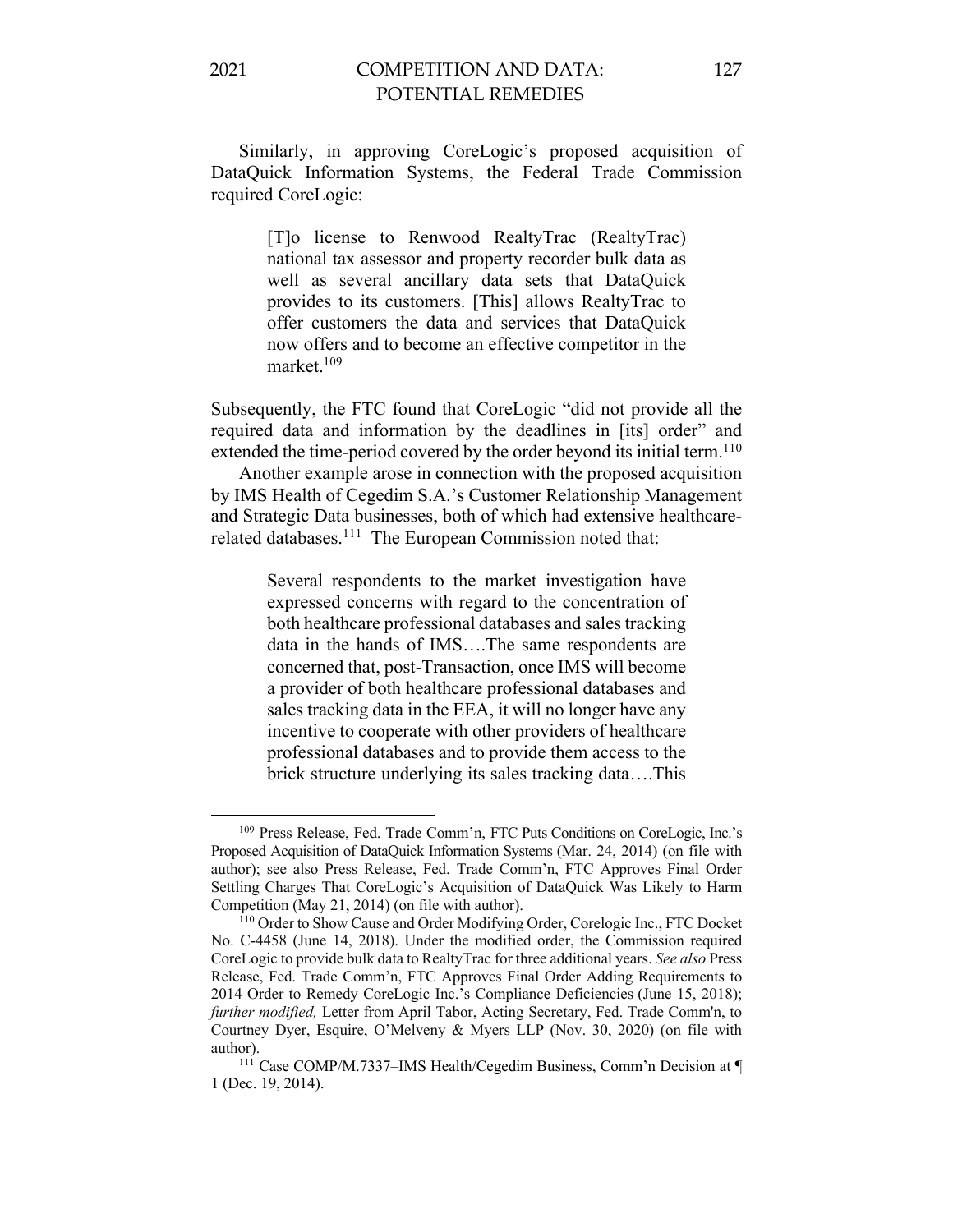Similarly, in approving CoreLogic's proposed acquisition of DataQuick Information Systems, the Federal Trade Commission required CoreLogic:

> [T]o license to Renwood RealtyTrac (RealtyTrac) national tax assessor and property recorder bulk data as well as several ancillary data sets that DataQuick provides to its customers. [This] allows RealtyTrac to offer customers the data and services that DataQuick now offers and to become an effective competitor in the market.[109]

Subsequently, the FTC found that CoreLogic "did not provide all the required data and information by the deadlines in [its] order" and extended the time-period covered by the order beyond its initial term.[110]

Another example arose in connection with the proposed acquisition by IMS Health of Cegedim S.A.'s Customer Relationship Management and Strategic Data businesses, both of which had extensive healthcare-related databases.[111] The European Commission noted that:

> Several respondents to the market investigation have expressed concerns with regard to the concentration of both healthcare professional databases and sales tracking data in the hands of IMS….The same respondents are concerned that, post-Transaction, once IMS will become a provider of both healthcare professional databases and sales tracking data in the EEA, it will no longer have any incentive to cooperate with other providers of healthcare professional databases and to provide them access to the brick structure underlying its sales tracking data….This

---

[109] Press Release, Fed. Trade Comm'n, FTC Puts Conditions on CoreLogic, Inc.'s Proposed Acquisition of DataQuick Information Systems (Mar. 24, 2014) (on file with author); see also Press Release, Fed. Trade Comm'n, FTC Approves Final Order Settling Charges That CoreLogic's Acquisition of DataQuick Was Likely to Harm Competition (May 21, 2014) (on file with author).

[110] Order to Show Cause and Order Modifying Order, Corelogic Inc., FTC Docket No. C-4458 (June 14, 2018). Under the modified order, the Commission required CoreLogic to provide bulk data to RealtyTrac for three additional years. *See also* Press Release, Fed. Trade Comm'n, FTC Approves Final Order Adding Requirements to 2014 Order to Remedy CoreLogic Inc.'s Compliance Deficiencies (June 15, 2018); *further modified,* Letter from April Tabor, Acting Secretary, Fed. Trade Comm'n, to Courtney Dyer, Esquire, O'Melveny & Myers LLP (Nov. 30, 2020) (on file with author).

[111] Case COMP/M.7337–IMS Health/Cegedim Business, Comm'n Decision at ¶ 1 (Dec. 19, 2014).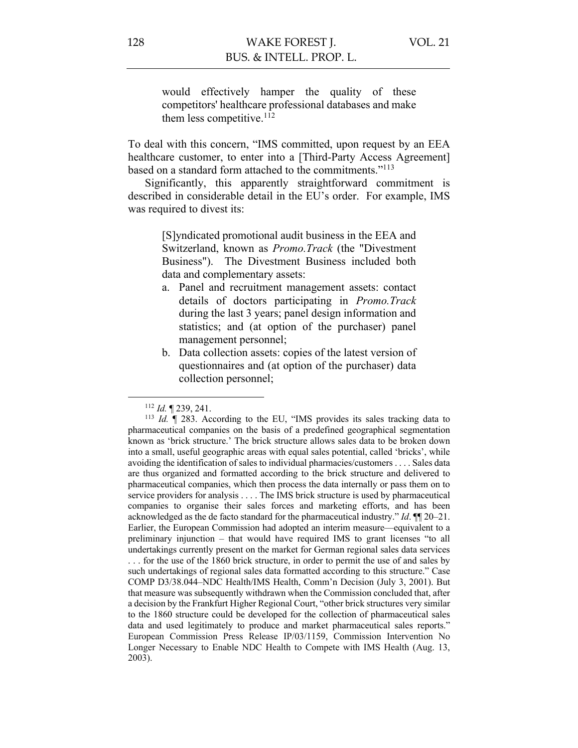> would effectively hamper the quality of these competitors' healthcare professional databases and make them less competitive.[112]

To deal with this concern, "IMS committed, upon request by an EEA healthcare customer, to enter into a [Third-Party Access Agreement] based on a standard form attached to the commitments."[113]

Significantly, this apparently straightforward commitment is described in considerable detail in the EU's order. For example, IMS was required to divest its:

> [S]yndicated promotional audit business in the EEA and Switzerland, known as *Promo.Track* (the "Divestment Business"). The Divestment Business included both data and complementary assets:
>
> a. Panel and recruitment management assets: contact details of doctors participating in *Promo.Track* during the last 3 years; panel design information and statistics; and (at option of the purchaser) panel management personnel;
>
> b. Data collection assets: copies of the latest version of questionnaires and (at option of the purchaser) data collection personnel;

---

[112] *Id.* ¶ 239, 241.

[113] *Id.* ¶ 283. According to the EU, "IMS provides its sales tracking data to pharmaceutical companies on the basis of a predefined geographical segmentation known as 'brick structure.' The brick structure allows sales data to be broken down into a small, useful geographic areas with equal sales potential, called 'bricks', while avoiding the identification of sales to individual pharmacies/customers . . . . Sales data are thus organized and formatted according to the brick structure and delivered to pharmaceutical companies, which then process the data internally or pass them on to service providers for analysis . . . . The IMS brick structure is used by pharmaceutical companies to organise their sales forces and marketing efforts, and has been acknowledged as the de facto standard for the pharmaceutical industry." *Id*. ¶¶ 20–21. Earlier, the European Commission had adopted an interim measure—equivalent to a preliminary injunction – that would have required IMS to grant licenses "to all undertakings currently present on the market for German regional sales data services . . . for the use of the 1860 brick structure, in order to permit the use of and sales by such undertakings of regional sales data formatted according to this structure." Case COMP D3/38.044–NDC Health/IMS Health, Comm'n Decision (July 3, 2001). But that measure was subsequently withdrawn when the Commission concluded that, after a decision by the Frankfurt Higher Regional Court, "other brick structures very similar to the 1860 structure could be developed for the collection of pharmaceutical sales data and used legitimately to produce and market pharmaceutical sales reports." European Commission Press Release IP/03/1159, Commission Intervention No Longer Necessary to Enable NDC Health to Compete with IMS Health (Aug. 13, 2003).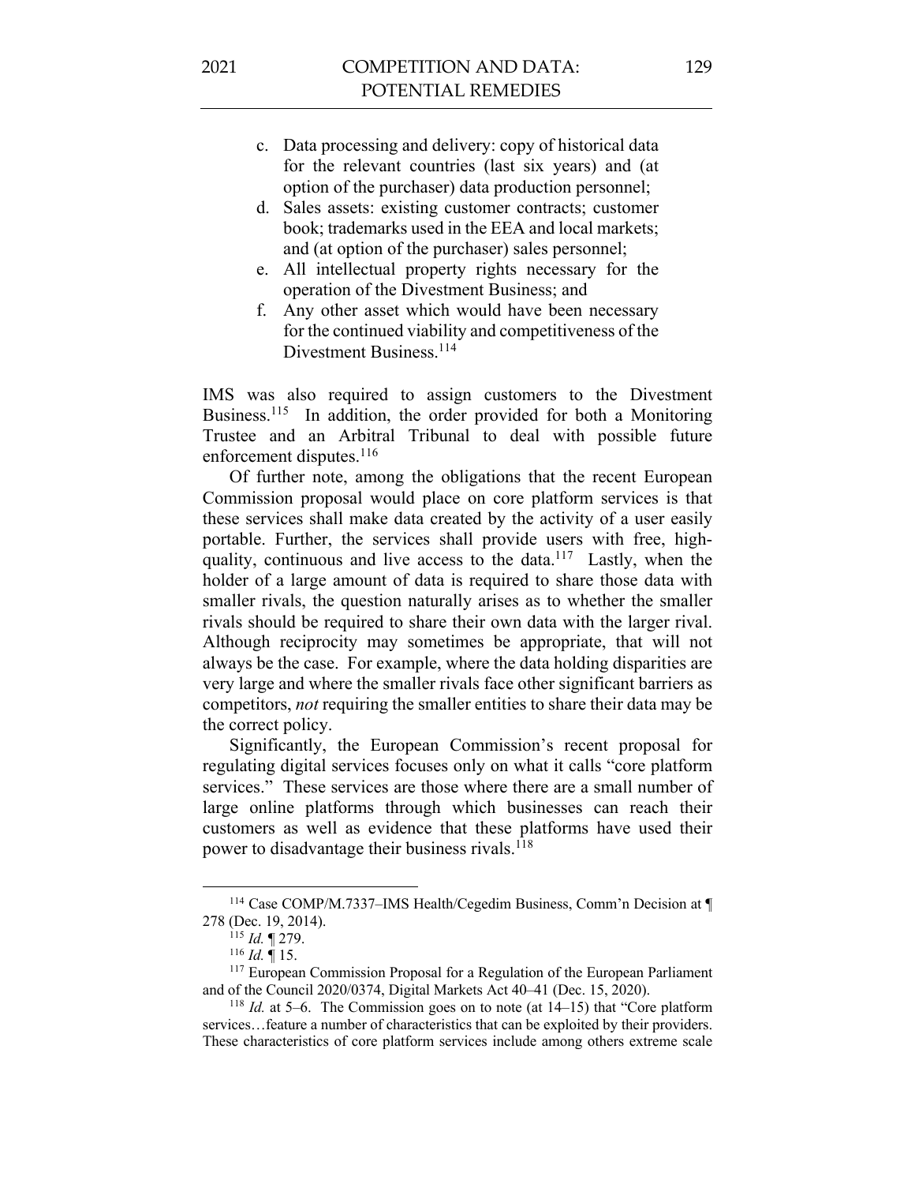c. Data processing and delivery: copy of historical data for the relevant countries (last six years) and (at option of the purchaser) data production personnel;
d. Sales assets: existing customer contracts; customer book; trademarks used in the EEA and local markets; and (at option of the purchaser) sales personnel;
e. All intellectual property rights necessary for the operation of the Divestment Business; and
f. Any other asset which would have been necessary for the continued viability and competitiveness of the Divestment Business.[114]

IMS was also required to assign customers to the Divestment Business.[115] In addition, the order provided for both a Monitoring Trustee and an Arbitral Tribunal to deal with possible future enforcement disputes.[116]

Of further note, among the obligations that the recent European Commission proposal would place on core platform services is that these services shall make data created by the activity of a user easily portable. Further, the services shall provide users with free, high-quality, continuous and live access to the data.[117] Lastly, when the holder of a large amount of data is required to share those data with smaller rivals, the question naturally arises as to whether the smaller rivals should be required to share their own data with the larger rival. Although reciprocity may sometimes be appropriate, that will not always be the case. For example, where the data holding disparities are very large and where the smaller rivals face other significant barriers as competitors, *not* requiring the smaller entities to share their data may be the correct policy.

Significantly, the European Commission's recent proposal for regulating digital services focuses only on what it calls "core platform services." These services are those where there are a small number of large online platforms through which businesses can reach their customers as well as evidence that these platforms have used their power to disadvantage their business rivals.[118]

---

[114] Case COMP/M.7337–IMS Health/Cegedim Business, Comm'n Decision at ¶ 278 (Dec. 19, 2014).

[115] *Id.* ¶ 279.

[116] *Id.* ¶ 15.

[117] European Commission Proposal for a Regulation of the European Parliament and of the Council 2020/0374, Digital Markets Act 40–41 (Dec. 15, 2020).

[118] *Id.* at 5–6. The Commission goes on to note (at 14–15) that "Core platform services…feature a number of characteristics that can be exploited by their providers. These characteristics of core platform services include among others extreme scale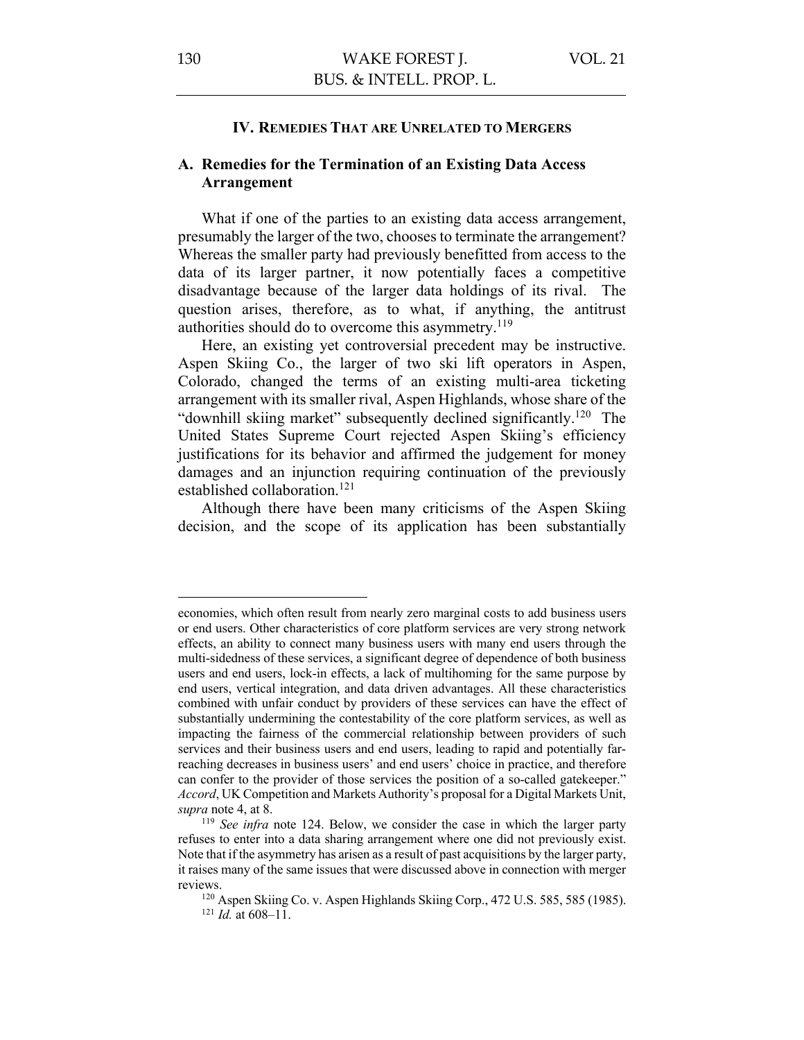## IV. Remedies That are Unrelated to Mergers

### A. Remedies for the Termination of an Existing Data Access Arrangement

What if one of the parties to an existing data access arrangement, presumably the larger of the two, chooses to terminate the arrangement? Whereas the smaller party had previously benefitted from access to the data of its larger partner, it now potentially faces a competitive disadvantage because of the larger data holdings of its rival. The question arises, therefore, as to what, if anything, the antitrust authorities should do to overcome this asymmetry.[119]

Here, an existing yet controversial precedent may be instructive. Aspen Skiing Co., the larger of two ski lift operators in Aspen, Colorado, changed the terms of an existing multi-area ticketing arrangement with its smaller rival, Aspen Highlands, whose share of the "downhill skiing market" subsequently declined significantly.[120] The United States Supreme Court rejected Aspen Skiing's efficiency justifications for its behavior and affirmed the judgement for money damages and an injunction requiring continuation of the previously established collaboration.[121]

Although there have been many criticisms of the Aspen Skiing decision, and the scope of its application has been substantially

---

economies, which often result from nearly zero marginal costs to add business users or end users. Other characteristics of core platform services are very strong network effects, an ability to connect many business users with many end users through the multi-sidedness of these services, a significant degree of dependence of both business users and end users, lock-in effects, a lack of multihoming for the same purpose by end users, vertical integration, and data driven advantages. All these characteristics combined with unfair conduct by providers of these services can have the effect of substantially undermining the contestability of the core platform services, as well as impacting the fairness of the commercial relationship between providers of such services and their business users and end users, leading to rapid and potentially far-reaching decreases in business users' and end users' choice in practice, and therefore can confer to the provider of those services the position of a so-called gatekeeper." *Accord*, UK Competition and Markets Authority's proposal for a Digital Markets Unit, *supra* note 4, at 8.

[119] *See infra* note 124. Below, we consider the case in which the larger party refuses to enter into a data sharing arrangement where one did not previously exist. Note that if the asymmetry has arisen as a result of past acquisitions by the larger party, it raises many of the same issues that were discussed above in connection with merger reviews.

[120] Aspen Skiing Co. v. Aspen Highlands Skiing Corp., 472 U.S. 585, 585 (1985).

[121] *Id.* at 608–11.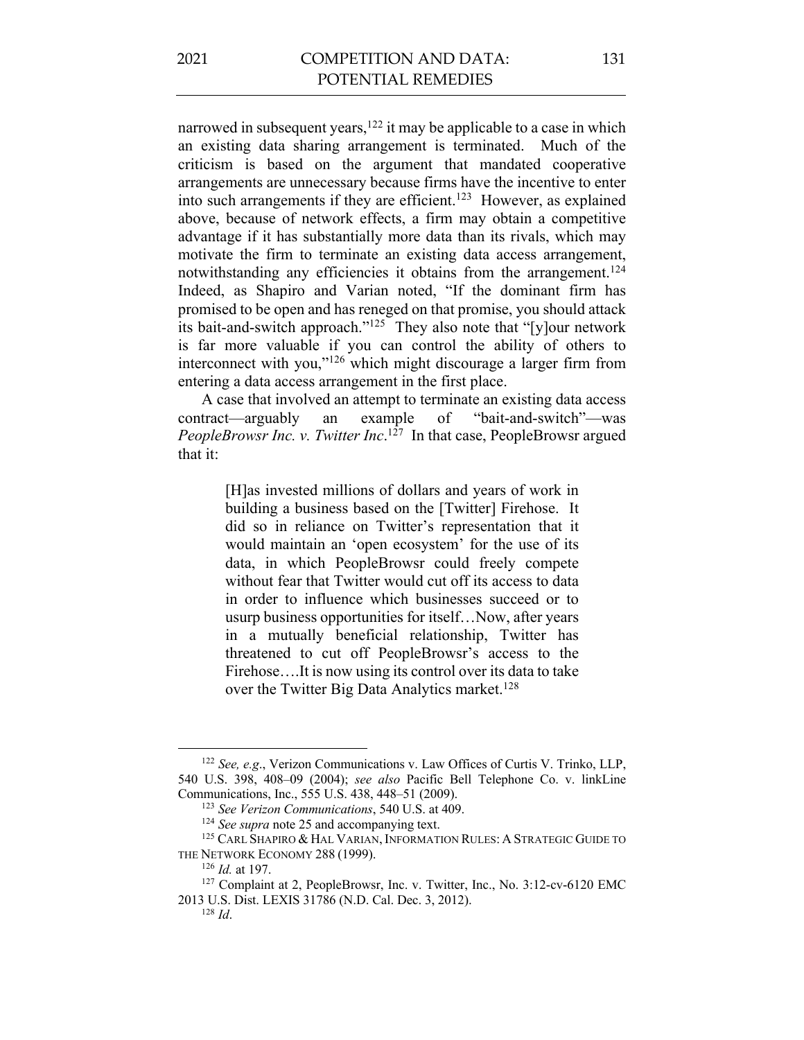narrowed in subsequent years,[122] it may be applicable to a case in which an existing data sharing arrangement is terminated. Much of the criticism is based on the argument that mandated cooperative arrangements are unnecessary because firms have the incentive to enter into such arrangements if they are efficient.[123] However, as explained above, because of network effects, a firm may obtain a competitive advantage if it has substantially more data than its rivals, which may motivate the firm to terminate an existing data access arrangement, notwithstanding any efficiencies it obtains from the arrangement.[124] Indeed, as Shapiro and Varian noted, "If the dominant firm has promised to be open and has reneged on that promise, you should attack its bait-and-switch approach."[125] They also note that "[y]our network is far more valuable if you can control the ability of others to interconnect with you,"[126] which might discourage a larger firm from entering a data access arrangement in the first place.

A case that involved an attempt to terminate an existing data access contract—arguably an example of "bait-and-switch"—was *PeopleBrowsr Inc. v. Twitter Inc*.[127] In that case, PeopleBrowsr argued that it:

> [H]as invested millions of dollars and years of work in building a business based on the [Twitter] Firehose. It did so in reliance on Twitter's representation that it would maintain an 'open ecosystem' for the use of its data, in which PeopleBrowsr could freely compete without fear that Twitter would cut off its access to data in order to influence which businesses succeed or to usurp business opportunities for itself…Now, after years in a mutually beneficial relationship, Twitter has threatened to cut off PeopleBrowsr's access to the Firehose….It is now using its control over its data to take over the Twitter Big Data Analytics market.[128]

---

[122] *See, e.g*., Verizon Communications v. Law Offices of Curtis V. Trinko, LLP, 540 U.S. 398, 408–09 (2004); *see also* Pacific Bell Telephone Co. v. linkLine Communications, Inc., 555 U.S. 438, 448–51 (2009).

[123] *See Verizon Communications*, 540 U.S. at 409.

[124] *See supra* note 25 and accompanying text.

[125] CARL SHAPIRO & HAL VARIAN, INFORMATION RULES: A STRATEGIC GUIDE TO THE NETWORK ECONOMY 288 (1999).

[126] *Id.* at 197.

[127] Complaint at 2, PeopleBrowsr, Inc. v. Twitter, Inc., No. 3:12-cv-6120 EMC 2013 U.S. Dist. LEXIS 31786 (N.D. Cal. Dec. 3, 2012).

[128] *Id*.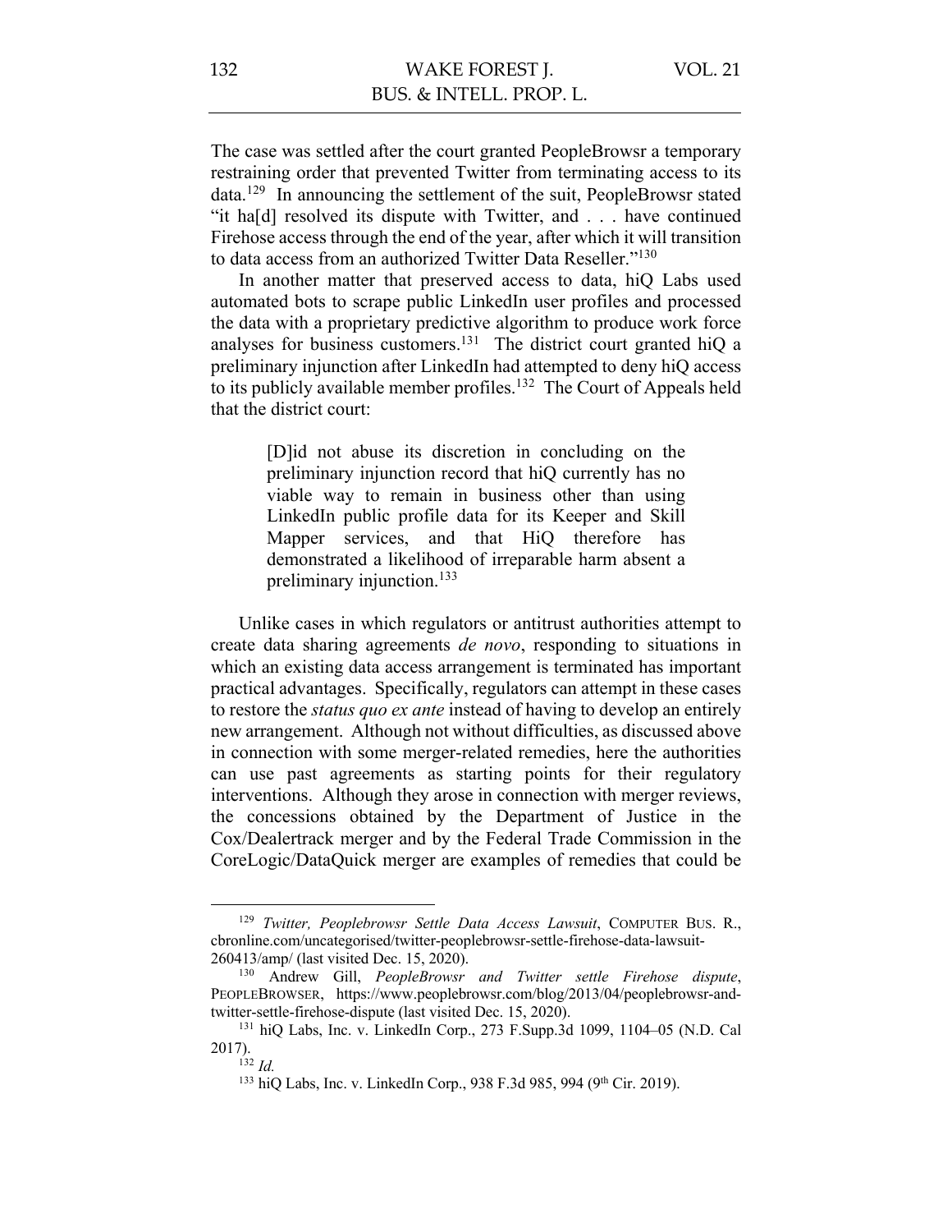The case was settled after the court granted PeopleBrowsr a temporary restraining order that prevented Twitter from terminating access to its data.[129] In announcing the settlement of the suit, PeopleBrowsr stated "it ha[d] resolved its dispute with Twitter, and . . . have continued Firehose access through the end of the year, after which it will transition to data access from an authorized Twitter Data Reseller."[130]

In another matter that preserved access to data, hiQ Labs used automated bots to scrape public LinkedIn user profiles and processed the data with a proprietary predictive algorithm to produce work force analyses for business customers.[131] The district court granted hiQ a preliminary injunction after LinkedIn had attempted to deny hiQ access to its publicly available member profiles.[132] The Court of Appeals held that the district court:

> [D]id not abuse its discretion in concluding on the preliminary injunction record that hiQ currently has no viable way to remain in business other than using LinkedIn public profile data for its Keeper and Skill Mapper services, and that HiQ therefore has demonstrated a likelihood of irreparable harm absent a preliminary injunction.[133]

Unlike cases in which regulators or antitrust authorities attempt to create data sharing agreements *de novo*, responding to situations in which an existing data access arrangement is terminated has important practical advantages. Specifically, regulators can attempt in these cases to restore the *status quo ex ante* instead of having to develop an entirely new arrangement. Although not without difficulties, as discussed above in connection with some merger-related remedies, here the authorities can use past agreements as starting points for their regulatory interventions. Although they arose in connection with merger reviews, the concessions obtained by the Department of Justice in the Cox/Dealertrack merger and by the Federal Trade Commission in the CoreLogic/DataQuick merger are examples of remedies that could be

---

[129] *Twitter, Peoplebrowsr Settle Data Access Lawsuit*, COMPUTER BUS. R., cbronline.com/uncategorised/twitter-peoplebrowsr-settle-firehose-data-lawsuit-260413/amp/ (last visited Dec. 15, 2020).

[130] Andrew Gill, *PeopleBrowsr and Twitter settle Firehose dispute*, PEOPLEBROWSER, https://www.peoplebrowsr.com/blog/2013/04/peoplebrowsr-and-twitter-settle-firehose-dispute (last visited Dec. 15, 2020).

[131] hiQ Labs, Inc. v. LinkedIn Corp., 273 F.Supp.3d 1099, 1104–05 (N.D. Cal 2017).

[132] *Id.*

[133] hiQ Labs, Inc. v. LinkedIn Corp., 938 F.3d 985, 994 (9th Cir. 2019).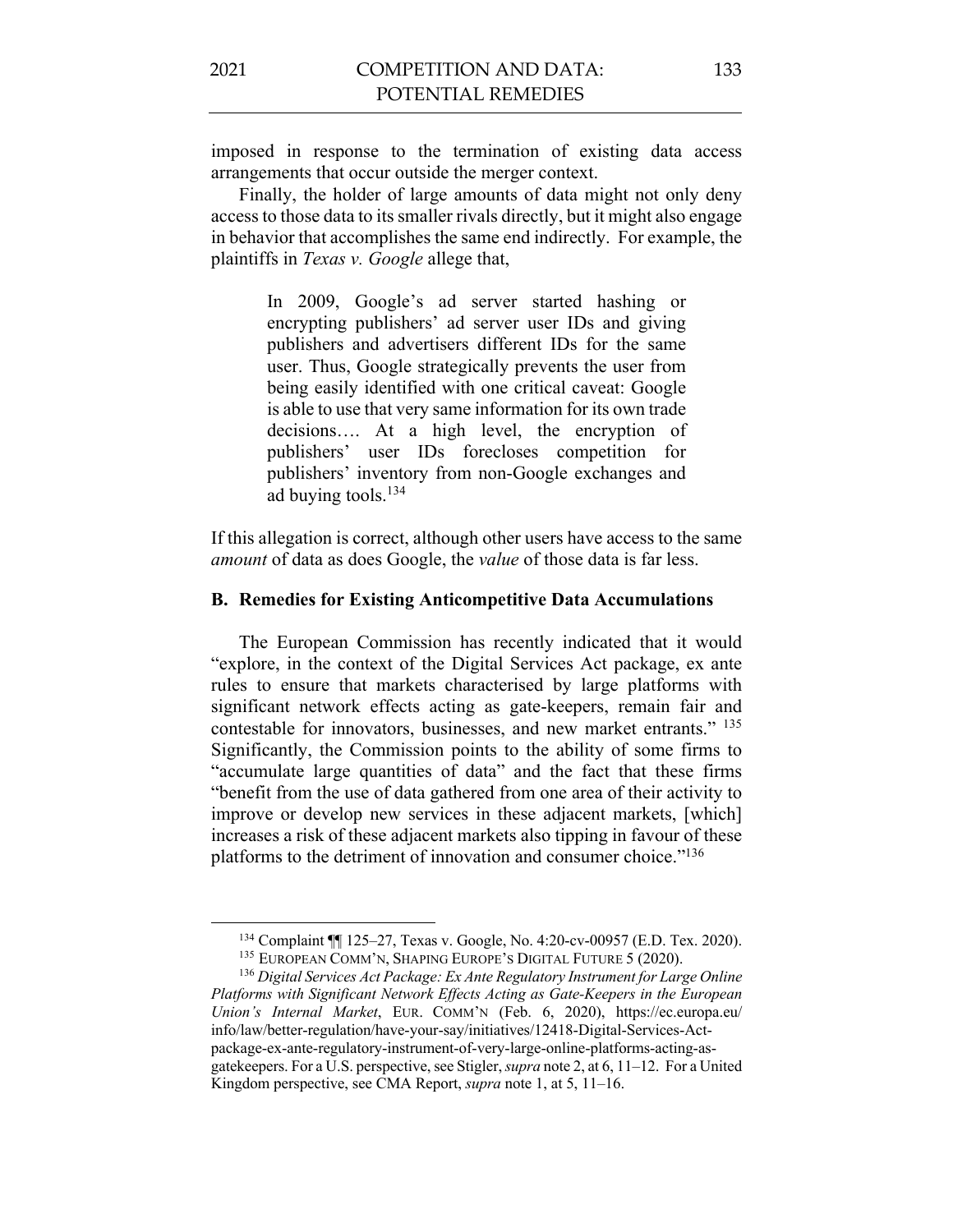imposed in response to the termination of existing data access arrangements that occur outside the merger context.

Finally, the holder of large amounts of data might not only deny access to those data to its smaller rivals directly, but it might also engage in behavior that accomplishes the same end indirectly. For example, the plaintiffs in *Texas v. Google* allege that,

> In 2009, Google's ad server started hashing or encrypting publishers' ad server user IDs and giving publishers and advertisers different IDs for the same user. Thus, Google strategically prevents the user from being easily identified with one critical caveat: Google is able to use that very same information for its own trade decisions…. At a high level, the encryption of publishers' user IDs forecloses competition for publishers' inventory from non-Google exchanges and ad buying tools.[134]

If this allegation is correct, although other users have access to the same *amount* of data as does Google, the *value* of those data is far less.

## B. Remedies for Existing Anticompetitive Data Accumulations

The European Commission has recently indicated that it would "explore, in the context of the Digital Services Act package, ex ante rules to ensure that markets characterised by large platforms with significant network effects acting as gate-keepers, remain fair and contestable for innovators, businesses, and new market entrants." [135] Significantly, the Commission points to the ability of some firms to "accumulate large quantities of data" and the fact that these firms "benefit from the use of data gathered from one area of their activity to improve or develop new services in these adjacent markets, [which] increases a risk of these adjacent markets also tipping in favour of these platforms to the detriment of innovation and consumer choice."[136]

---

[134] Complaint ¶¶ 125–27, Texas v. Google, No. 4:20-cv-00957 (E.D. Tex. 2020).

[135] EUROPEAN COMM'N, SHAPING EUROPE'S DIGITAL FUTURE 5 (2020).

[136] *Digital Services Act Package: Ex Ante Regulatory Instrument for Large Online Platforms with Significant Network Effects Acting as Gate-Keepers in the European Union's Internal Market*, EUR. COMM'N (Feb. 6, 2020), https://ec.europa.eu/info/law/better-regulation/have-your-say/initiatives/12418-Digital-Services-Act-package-ex-ante-regulatory-instrument-of-very-large-online-platforms-acting-as-gatekeepers. For a U.S. perspective, see Stigler, *supra* note 2, at 6, 11–12. For a United Kingdom perspective, see CMA Report, *supra* note 1, at 5, 11–16.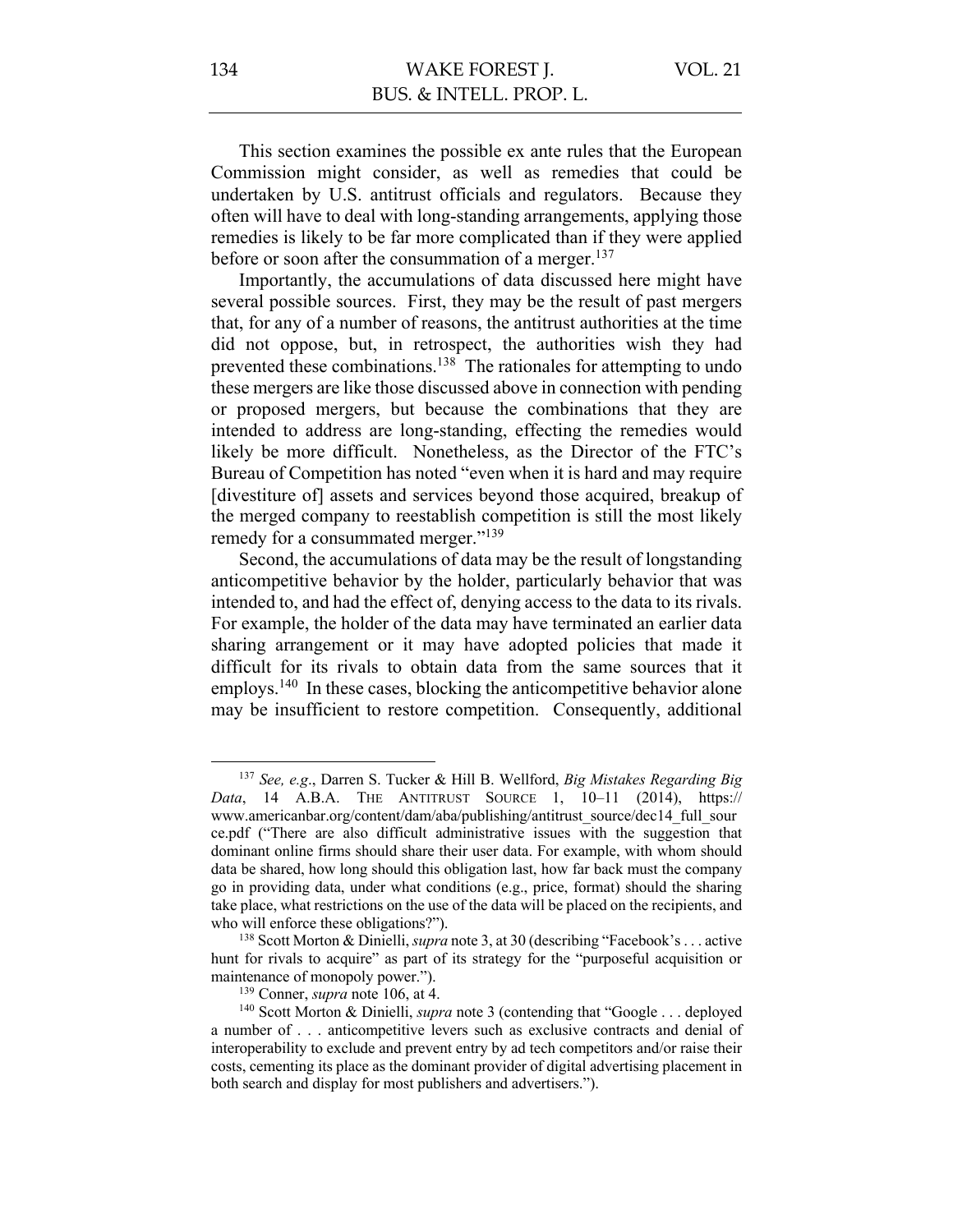This section examines the possible ex ante rules that the European Commission might consider, as well as remedies that could be undertaken by U.S. antitrust officials and regulators. Because they often will have to deal with long-standing arrangements, applying those remedies is likely to be far more complicated than if they were applied before or soon after the consummation of a merger.[137]

Importantly, the accumulations of data discussed here might have several possible sources. First, they may be the result of past mergers that, for any of a number of reasons, the antitrust authorities at the time did not oppose, but, in retrospect, the authorities wish they had prevented these combinations.[138] The rationales for attempting to undo these mergers are like those discussed above in connection with pending or proposed mergers, but because the combinations that they are intended to address are long-standing, effecting the remedies would likely be more difficult. Nonetheless, as the Director of the FTC's Bureau of Competition has noted "even when it is hard and may require [divestiture of] assets and services beyond those acquired, breakup of the merged company to reestablish competition is still the most likely remedy for a consummated merger."[139]

Second, the accumulations of data may be the result of longstanding anticompetitive behavior by the holder, particularly behavior that was intended to, and had the effect of, denying access to the data to its rivals. For example, the holder of the data may have terminated an earlier data sharing arrangement or it may have adopted policies that made it difficult for its rivals to obtain data from the same sources that it employs.[140] In these cases, blocking the anticompetitive behavior alone may be insufficient to restore competition. Consequently, additional

---

[137] *See, e.g.*, Darren S. Tucker & Hill B. Wellford, *Big Mistakes Regarding Big Data*, 14 A.B.A. THE ANTITRUST SOURCE 1, 10–11 (2014), https://www.americanbar.org/content/dam/aba/publishing/antitrust_source/dec14_full_source.pdf ("There are also difficult administrative issues with the suggestion that dominant online firms should share their user data. For example, with whom should data be shared, how long should this obligation last, how far back must the company go in providing data, under what conditions (e.g., price, format) should the sharing take place, what restrictions on the use of the data will be placed on the recipients, and who will enforce these obligations?").

[138] Scott Morton & Dinielli, *supra* note 3, at 30 (describing "Facebook's . . . active hunt for rivals to acquire" as part of its strategy for the "purposeful acquisition or maintenance of monopoly power.").

[139] Conner, *supra* note 106, at 4.

[140] Scott Morton & Dinielli, *supra* note 3 (contending that "Google . . . deployed a number of . . . anticompetitive levers such as exclusive contracts and denial of interoperability to exclude and prevent entry by ad tech competitors and/or raise their costs, cementing its place as the dominant provider of digital advertising placement in both search and display for most publishers and advertisers.").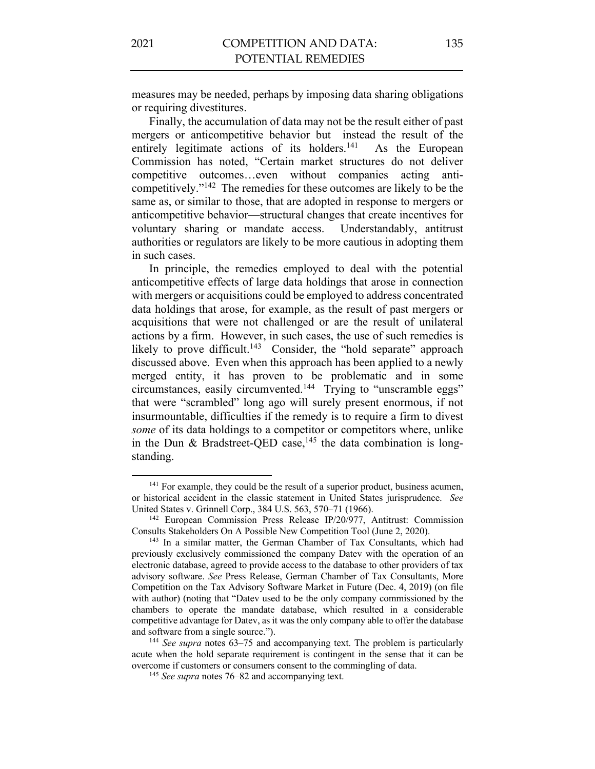measures may be needed, perhaps by imposing data sharing obligations or requiring divestitures.

Finally, the accumulation of data may not be the result either of past mergers or anticompetitive behavior but instead the result of the entirely legitimate actions of its holders.[141] As the European Commission has noted, "Certain market structures do not deliver competitive outcomes…even without companies acting anti-competitively."[142] The remedies for these outcomes are likely to be the same as, or similar to those, that are adopted in response to mergers or anticompetitive behavior—structural changes that create incentives for voluntary sharing or mandate access. Understandably, antitrust authorities or regulators are likely to be more cautious in adopting them in such cases.

In principle, the remedies employed to deal with the potential anticompetitive effects of large data holdings that arose in connection with mergers or acquisitions could be employed to address concentrated data holdings that arose, for example, as the result of past mergers or acquisitions that were not challenged or are the result of unilateral actions by a firm. However, in such cases, the use of such remedies is likely to prove difficult.[143] Consider, the "hold separate" approach discussed above. Even when this approach has been applied to a newly merged entity, it has proven to be problematic and in some circumstances, easily circumvented.[144] Trying to "unscramble eggs" that were "scrambled" long ago will surely present enormous, if not insurmountable, difficulties if the remedy is to require a firm to divest *some* of its data holdings to a competitor or competitors where, unlike in the Dun & Bradstreet-QED case,[145] the data combination is long-standing.

---

[141] For example, they could be the result of a superior product, business acumen, or historical accident in the classic statement in United States jurisprudence. *See* United States v. Grinnell Corp., 384 U.S. 563, 570–71 (1966).

[142] European Commission Press Release IP/20/977, Antitrust: Commission Consults Stakeholders On A Possible New Competition Tool (June 2, 2020).

[143] In a similar matter, the German Chamber of Tax Consultants, which had previously exclusively commissioned the company Datev with the operation of an electronic database, agreed to provide access to the database to other providers of tax advisory software. *See* Press Release, German Chamber of Tax Consultants, More Competition on the Tax Advisory Software Market in Future (Dec. 4, 2019) (on file with author) (noting that "Datev used to be the only company commissioned by the chambers to operate the mandate database, which resulted in a considerable competitive advantage for Datev, as it was the only company able to offer the database and software from a single source.").

[144] *See supra* notes 63–75 and accompanying text. The problem is particularly acute when the hold separate requirement is contingent in the sense that it can be overcome if customers or consumers consent to the commingling of data.

[145] *See supra* notes 76–82 and accompanying text.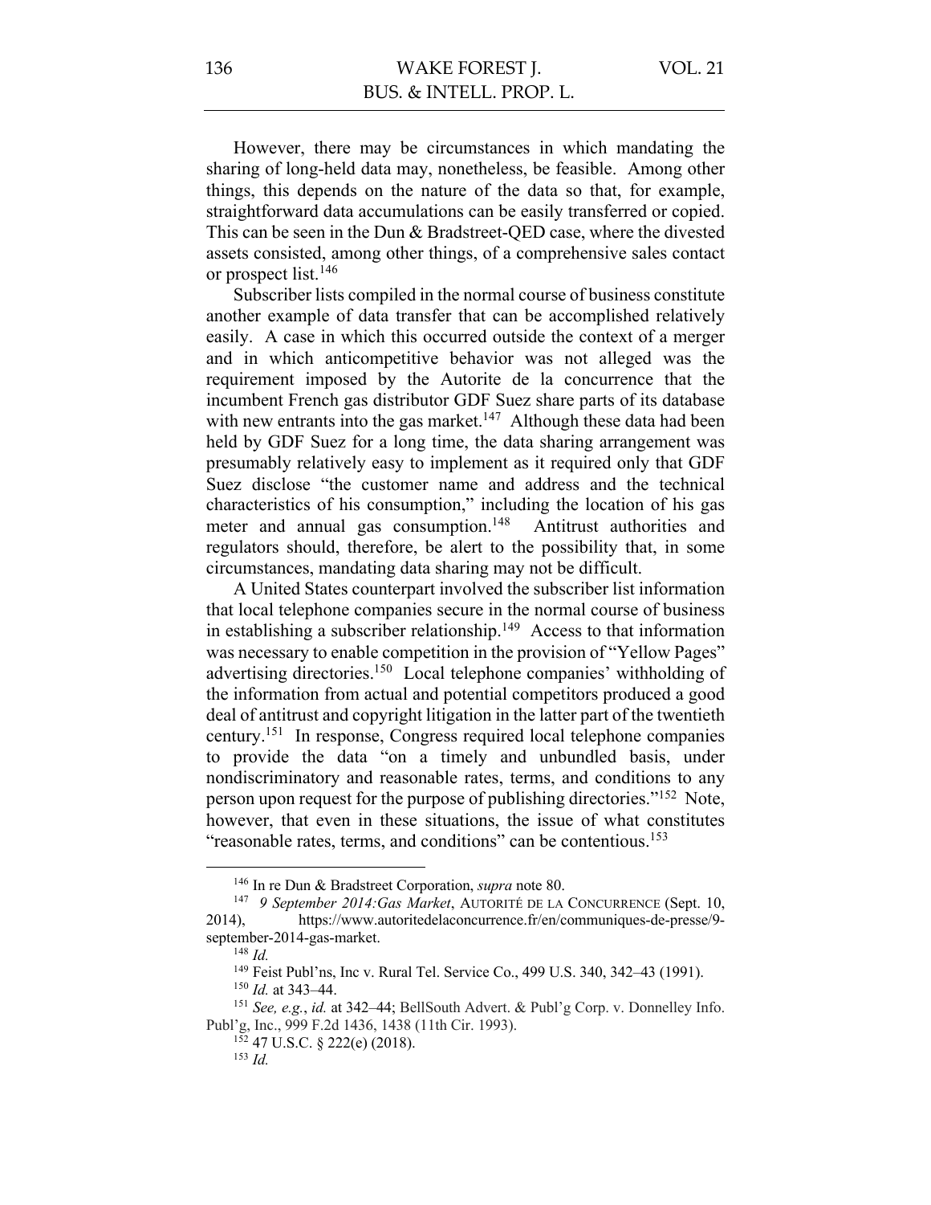However, there may be circumstances in which mandating the sharing of long-held data may, nonetheless, be feasible. Among other things, this depends on the nature of the data so that, for example, straightforward data accumulations can be easily transferred or copied. This can be seen in the Dun & Bradstreet-QED case, where the divested assets consisted, among other things, of a comprehensive sales contact or prospect list.[146]

Subscriber lists compiled in the normal course of business constitute another example of data transfer that can be accomplished relatively easily. A case in which this occurred outside the context of a merger and in which anticompetitive behavior was not alleged was the requirement imposed by the Autorite de la concurrence that the incumbent French gas distributor GDF Suez share parts of its database with new entrants into the gas market.[147] Although these data had been held by GDF Suez for a long time, the data sharing arrangement was presumably relatively easy to implement as it required only that GDF Suez disclose "the customer name and address and the technical characteristics of his consumption," including the location of his gas meter and annual gas consumption.[148] Antitrust authorities and regulators should, therefore, be alert to the possibility that, in some circumstances, mandating data sharing may not be difficult.

A United States counterpart involved the subscriber list information that local telephone companies secure in the normal course of business in establishing a subscriber relationship.[149] Access to that information was necessary to enable competition in the provision of "Yellow Pages" advertising directories.[150] Local telephone companies' withholding of the information from actual and potential competitors produced a good deal of antitrust and copyright litigation in the latter part of the twentieth century.[151] In response, Congress required local telephone companies to provide the data "on a timely and unbundled basis, under nondiscriminatory and reasonable rates, terms, and conditions to any person upon request for the purpose of publishing directories."[152] Note, however, that even in these situations, the issue of what constitutes "reasonable rates, terms, and conditions" can be contentious.[153]

---

[146] In re Dun & Bradstreet Corporation, *supra* note 80.

[147] *9 September 2014:Gas Market*, AUTORITÉ DE LA CONCURRENCE (Sept. 10, 2014), https://www.autoritedelaconcurrence.fr/en/communiques-de-presse/9-september-2014-gas-market.

[148] *Id.*

[149] Feist Publ'ns, Inc v. Rural Tel. Service Co., 499 U.S. 340, 342–43 (1991).

[150] *Id.* at 343–44.

[151] *See, e.g.*, *id.* at 342–44; BellSouth Advert. & Publ'g Corp. v. Donnelley Info. Publ'g, Inc., 999 F.2d 1436, 1438 (11th Cir. 1993).

[152] 47 U.S.C. § 222(e) (2018).

[153] *Id.*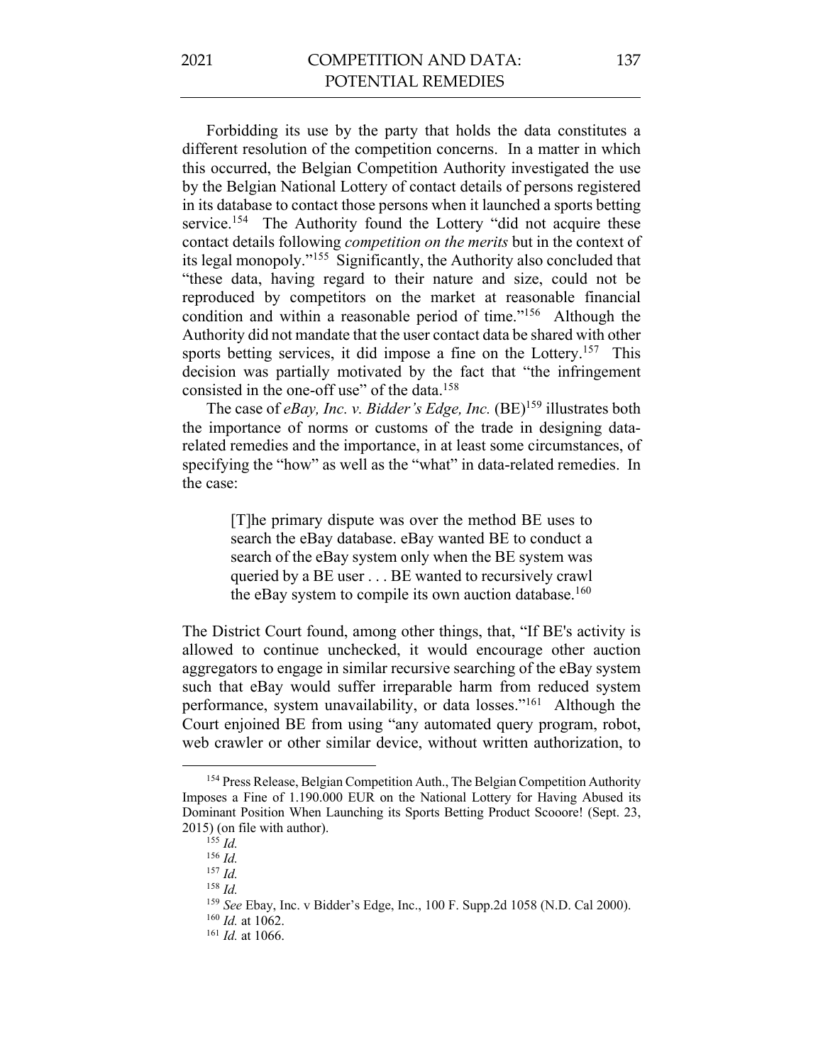Forbidding its use by the party that holds the data constitutes a different resolution of the competition concerns. In a matter in which this occurred, the Belgian Competition Authority investigated the use by the Belgian National Lottery of contact details of persons registered in its database to contact those persons when it launched a sports betting service.[154] The Authority found the Lottery "did not acquire these contact details following *competition on the merits* but in the context of its legal monopoly."[155] Significantly, the Authority also concluded that "these data, having regard to their nature and size, could not be reproduced by competitors on the market at reasonable financial condition and within a reasonable period of time."[156] Although the Authority did not mandate that the user contact data be shared with other sports betting services, it did impose a fine on the Lottery.[157] This decision was partially motivated by the fact that "the infringement consisted in the one-off use" of the data.[158]

The case of *eBay, Inc. v. Bidder's Edge, Inc.* (BE)[159] illustrates both the importance of norms or customs of the trade in designing data-related remedies and the importance, in at least some circumstances, of specifying the "how" as well as the "what" in data-related remedies. In the case:

> [T]he primary dispute was over the method BE uses to search the eBay database. eBay wanted BE to conduct a search of the eBay system only when the BE system was queried by a BE user . . . BE wanted to recursively crawl the eBay system to compile its own auction database.[160]

The District Court found, among other things, that, "If BE's activity is allowed to continue unchecked, it would encourage other auction aggregators to engage in similar recursive searching of the eBay system such that eBay would suffer irreparable harm from reduced system performance, system unavailability, or data losses."[161] Although the Court enjoined BE from using "any automated query program, robot, web crawler or other similar device, without written authorization, to

---

[154] Press Release, Belgian Competition Auth., The Belgian Competition Authority Imposes a Fine of 1.190.000 EUR on the National Lottery for Having Abused its Dominant Position When Launching its Sports Betting Product Scooore! (Sept. 23, 2015) (on file with author).

[155] *Id.*

[156] *Id.*

[157] *Id.*

[158] *Id.*

[159] *See* Ebay, Inc. v Bidder's Edge, Inc., 100 F. Supp.2d 1058 (N.D. Cal 2000).

[160] *Id.* at 1062.

[161] *Id.* at 1066.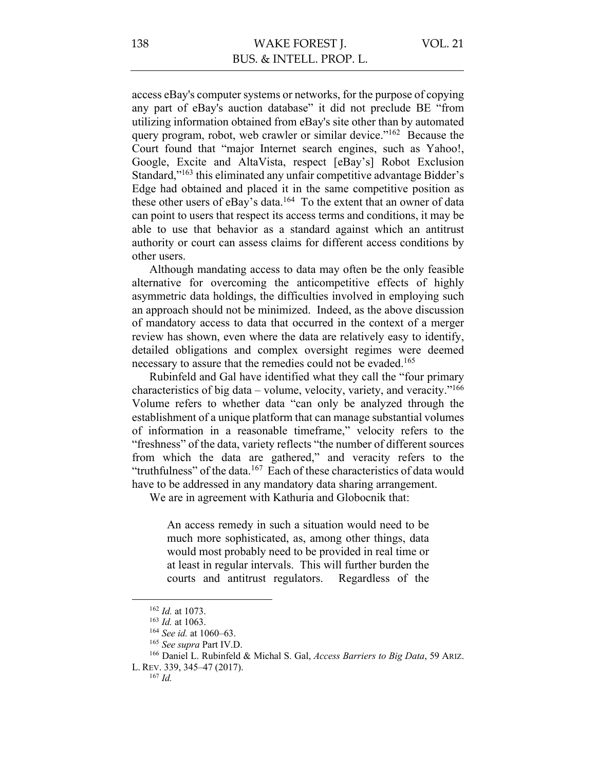access eBay's computer systems or networks, for the purpose of copying any part of eBay's auction database" it did not preclude BE "from utilizing information obtained from eBay's site other than by automated query program, robot, web crawler or similar device."[162] Because the Court found that "major Internet search engines, such as Yahoo!, Google, Excite and AltaVista, respect [eBay's] Robot Exclusion Standard,"[163] this eliminated any unfair competitive advantage Bidder's Edge had obtained and placed it in the same competitive position as these other users of eBay's data.[164] To the extent that an owner of data can point to users that respect its access terms and conditions, it may be able to use that behavior as a standard against which an antitrust authority or court can assess claims for different access conditions by other users.

Although mandating access to data may often be the only feasible alternative for overcoming the anticompetitive effects of highly asymmetric data holdings, the difficulties involved in employing such an approach should not be minimized. Indeed, as the above discussion of mandatory access to data that occurred in the context of a merger review has shown, even where the data are relatively easy to identify, detailed obligations and complex oversight regimes were deemed necessary to assure that the remedies could not be evaded.[165]

Rubinfeld and Gal have identified what they call the "four primary characteristics of big data – volume, velocity, variety, and veracity."[166] Volume refers to whether data "can only be analyzed through the establishment of a unique platform that can manage substantial volumes of information in a reasonable timeframe," velocity refers to the "freshness" of the data, variety reflects "the number of different sources from which the data are gathered," and veracity refers to the "truthfulness" of the data.[167] Each of these characteristics of data would have to be addressed in any mandatory data sharing arrangement.

We are in agreement with Kathuria and Globocnik that:

> An access remedy in such a situation would need to be much more sophisticated, as, among other things, data would most probably need to be provided in real time or at least in regular intervals. This will further burden the courts and antitrust regulators. Regardless of the

---

[162] *Id.* at 1073.

[163] *Id.* at 1063.

[164] *See id.* at 1060–63.

[165] *See supra* Part IV.D.

[166] Daniel L. Rubinfeld & Michal S. Gal, *Access Barriers to Big Data*, 59 ARIZ. L. REV. 339, 345–47 (2017).

[167] *Id.*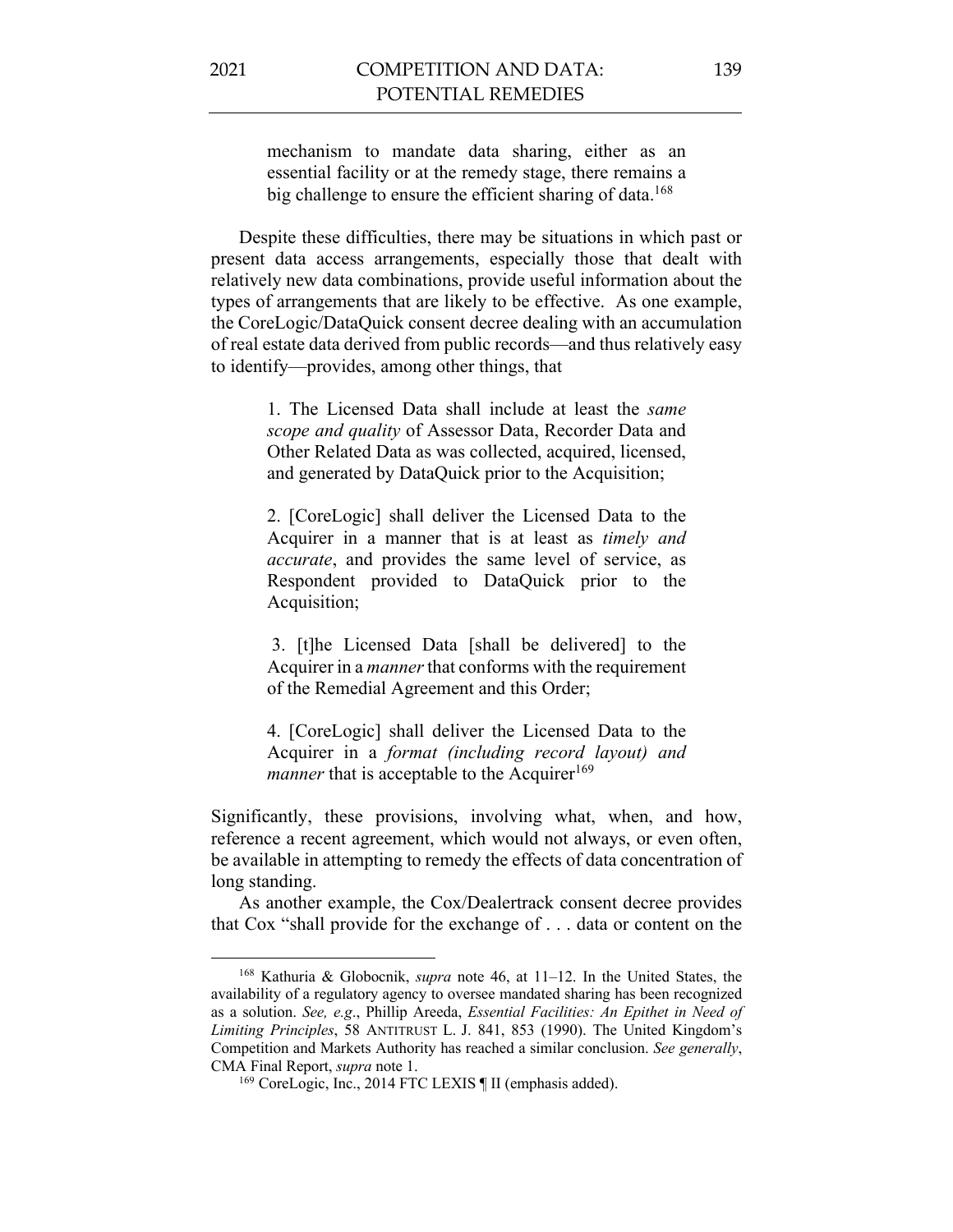> mechanism to mandate data sharing, either as an essential facility or at the remedy stage, there remains a big challenge to ensure the efficient sharing of data.[168]

Despite these difficulties, there may be situations in which past or present data access arrangements, especially those that dealt with relatively new data combinations, provide useful information about the types of arrangements that are likely to be effective. As one example, the CoreLogic/DataQuick consent decree dealing with an accumulation of real estate data derived from public records—and thus relatively easy to identify—provides, among other things, that

> 1. The Licensed Data shall include at least the *same scope and quality* of Assessor Data, Recorder Data and Other Related Data as was collected, acquired, licensed, and generated by DataQuick prior to the Acquisition;
>
> 2. [CoreLogic] shall deliver the Licensed Data to the Acquirer in a manner that is at least as *timely and accurate*, and provides the same level of service, as Respondent provided to DataQuick prior to the Acquisition;
>
> 3. [t]he Licensed Data [shall be delivered] to the Acquirer in a *manner* that conforms with the requirement of the Remedial Agreement and this Order;
>
> 4. [CoreLogic] shall deliver the Licensed Data to the Acquirer in a *format (including record layout) and manner* that is acceptable to the Acquirer[169]

Significantly, these provisions, involving what, when, and how, reference a recent agreement, which would not always, or even often, be available in attempting to remedy the effects of data concentration of long standing.

As another example, the Cox/Dealertrack consent decree provides that Cox "shall provide for the exchange of . . . data or content on the

---

[168] Kathuria & Globocnik, *supra* note 46, at 11–12. In the United States, the availability of a regulatory agency to oversee mandated sharing has been recognized as a solution. *See, e.g*., Phillip Areeda, *Essential Facilities: An Epithet in Need of Limiting Principles*, 58 ANTITRUST L. J. 841, 853 (1990). The United Kingdom's Competition and Markets Authority has reached a similar conclusion. *See generally*, CMA Final Report, *supra* note 1.

[169] CoreLogic, Inc., 2014 FTC LEXIS ¶ II (emphasis added).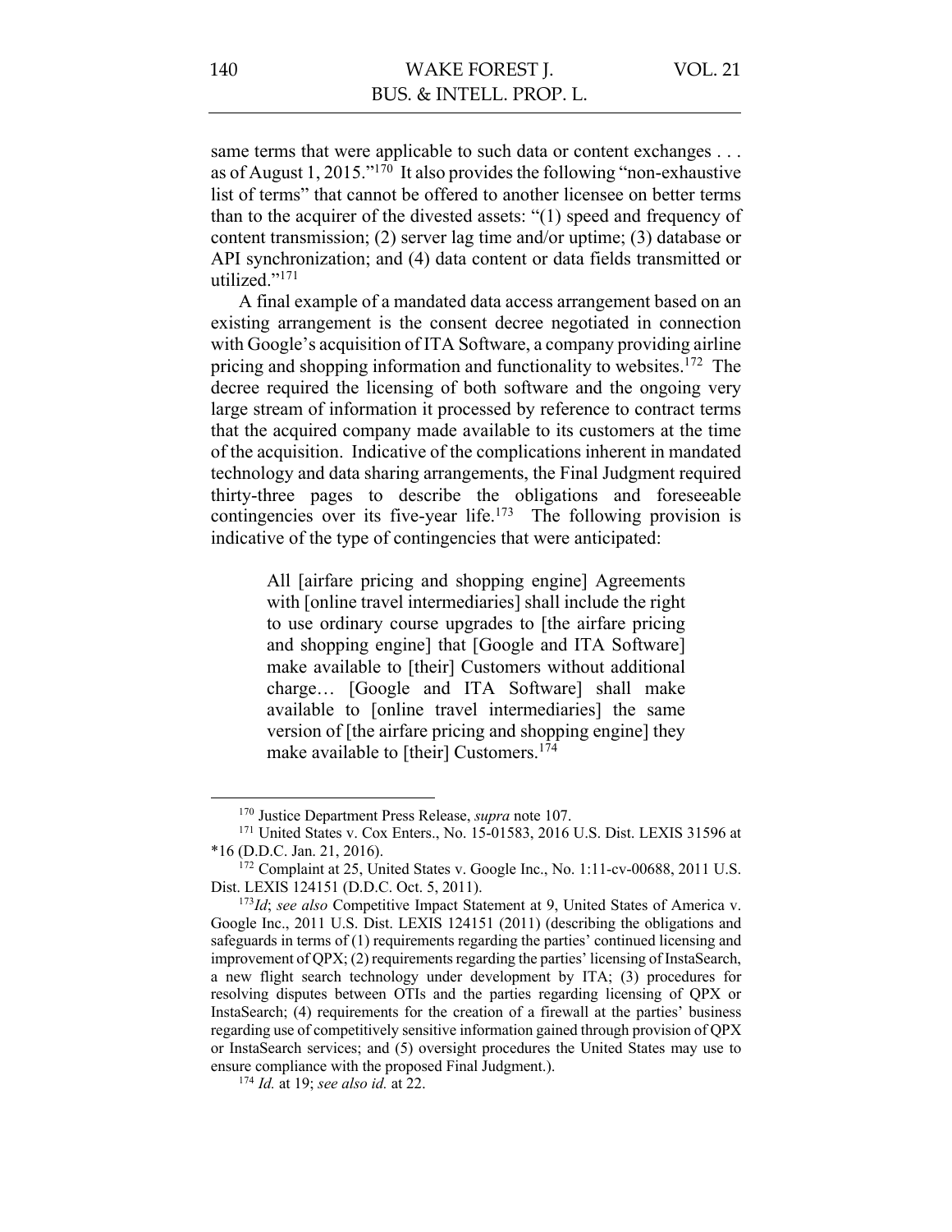same terms that were applicable to such data or content exchanges . . . as of August 1, 2015."[170] It also provides the following "non-exhaustive list of terms" that cannot be offered to another licensee on better terms than to the acquirer of the divested assets: "(1) speed and frequency of content transmission; (2) server lag time and/or uptime; (3) database or API synchronization; and (4) data content or data fields transmitted or utilized."[171]

A final example of a mandated data access arrangement based on an existing arrangement is the consent decree negotiated in connection with Google's acquisition of ITA Software, a company providing airline pricing and shopping information and functionality to websites.[172] The decree required the licensing of both software and the ongoing very large stream of information it processed by reference to contract terms that the acquired company made available to its customers at the time of the acquisition. Indicative of the complications inherent in mandated technology and data sharing arrangements, the Final Judgment required thirty-three pages to describe the obligations and foreseeable contingencies over its five-year life.[173] The following provision is indicative of the type of contingencies that were anticipated:

> All [airfare pricing and shopping engine] Agreements with [online travel intermediaries] shall include the right to use ordinary course upgrades to [the airfare pricing and shopping engine] that [Google and ITA Software] make available to [their] Customers without additional charge… [Google and ITA Software] shall make available to [online travel intermediaries] the same version of [the airfare pricing and shopping engine] they make available to [their] Customers.[174]

---

[170] Justice Department Press Release, *supra* note 107.

[171] United States v. Cox Enters., No. 15-01583, 2016 U.S. Dist. LEXIS 31596 at *16 (D.D.C. Jan. 21, 2016).

[172] Complaint at 25, United States v. Google Inc., No. 1:11-cv-00688, 2011 U.S. Dist. LEXIS 124151 (D.D.C. Oct. 5, 2011).

[173] *Id*; *see also* Competitive Impact Statement at 9, United States of America v. Google Inc., 2011 U.S. Dist. LEXIS 124151 (2011) (describing the obligations and safeguards in terms of (1) requirements regarding the parties' continued licensing and improvement of QPX; (2) requirements regarding the parties' licensing of InstaSearch, a new flight search technology under development by ITA; (3) procedures for resolving disputes between OTIs and the parties regarding licensing of QPX or InstaSearch; (4) requirements for the creation of a firewall at the parties' business regarding use of competitively sensitive information gained through provision of QPX or InstaSearch services; and (5) oversight procedures the United States may use to ensure compliance with the proposed Final Judgment.).

[174] *Id.* at 19; *see also id.* at 22.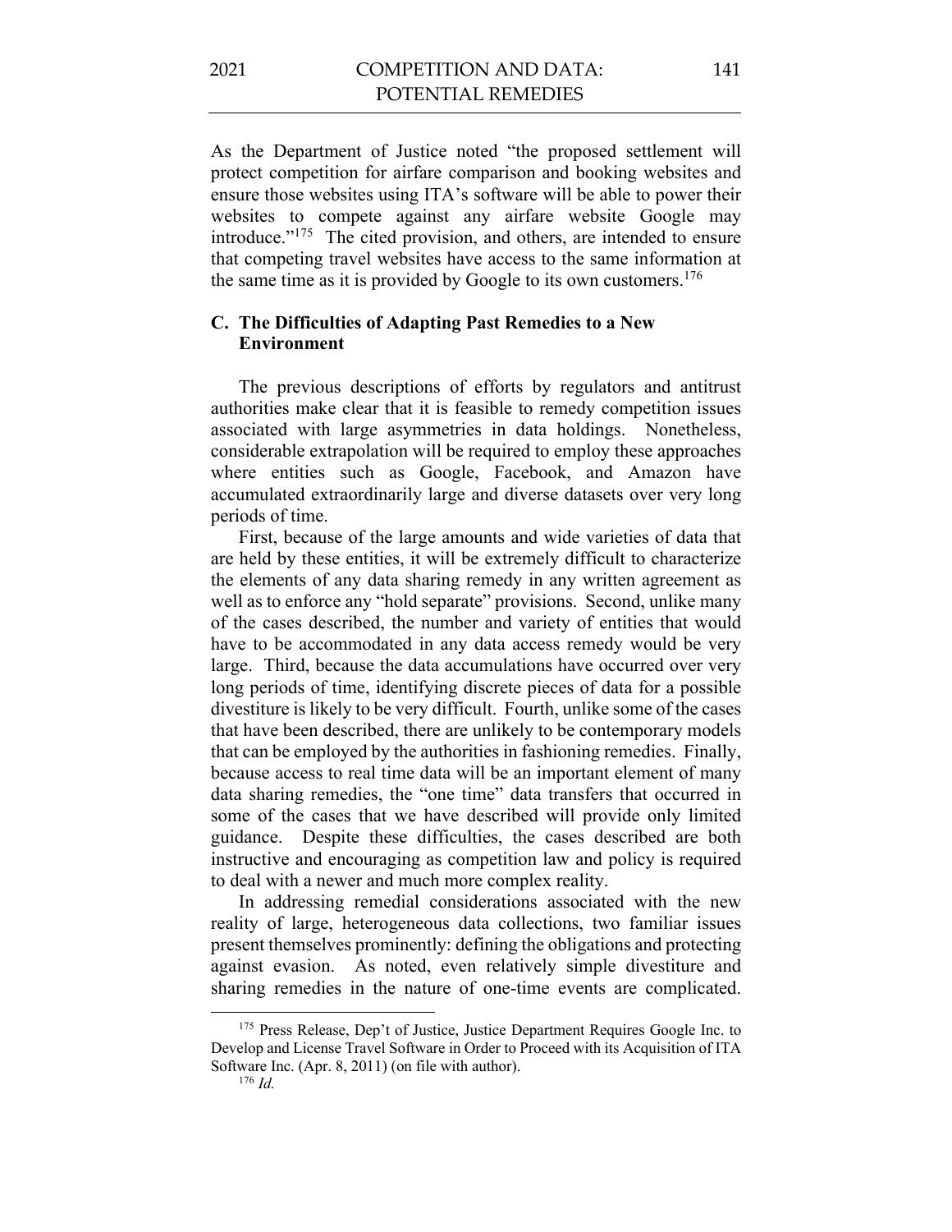As the Department of Justice noted "the proposed settlement will protect competition for airfare comparison and booking websites and ensure those websites using ITA's software will be able to power their websites to compete against any airfare website Google may introduce."[175] The cited provision, and others, are intended to ensure that competing travel websites have access to the same information at the same time as it is provided by Google to its own customers.[176]

### C. The Difficulties of Adapting Past Remedies to a New Environment

The previous descriptions of efforts by regulators and antitrust authorities make clear that it is feasible to remedy competition issues associated with large asymmetries in data holdings. Nonetheless, considerable extrapolation will be required to employ these approaches where entities such as Google, Facebook, and Amazon have accumulated extraordinarily large and diverse datasets over very long periods of time.

First, because of the large amounts and wide varieties of data that are held by these entities, it will be extremely difficult to characterize the elements of any data sharing remedy in any written agreement as well as to enforce any "hold separate" provisions. Second, unlike many of the cases described, the number and variety of entities that would have to be accommodated in any data access remedy would be very large. Third, because the data accumulations have occurred over very long periods of time, identifying discrete pieces of data for a possible divestiture is likely to be very difficult. Fourth, unlike some of the cases that have been described, there are unlikely to be contemporary models that can be employed by the authorities in fashioning remedies. Finally, because access to real time data will be an important element of many data sharing remedies, the "one time" data transfers that occurred in some of the cases that we have described will provide only limited guidance. Despite these difficulties, the cases described are both instructive and encouraging as competition law and policy is required to deal with a newer and much more complex reality.

In addressing remedial considerations associated with the new reality of large, heterogeneous data collections, two familiar issues present themselves prominently: defining the obligations and protecting against evasion. As noted, even relatively simple divestiture and sharing remedies in the nature of one-time events are complicated.

---

[175] Press Release, Dep't of Justice, Justice Department Requires Google Inc. to Develop and License Travel Software in Order to Proceed with its Acquisition of ITA Software Inc. (Apr. 8, 2011) (on file with author).

[176] *Id.*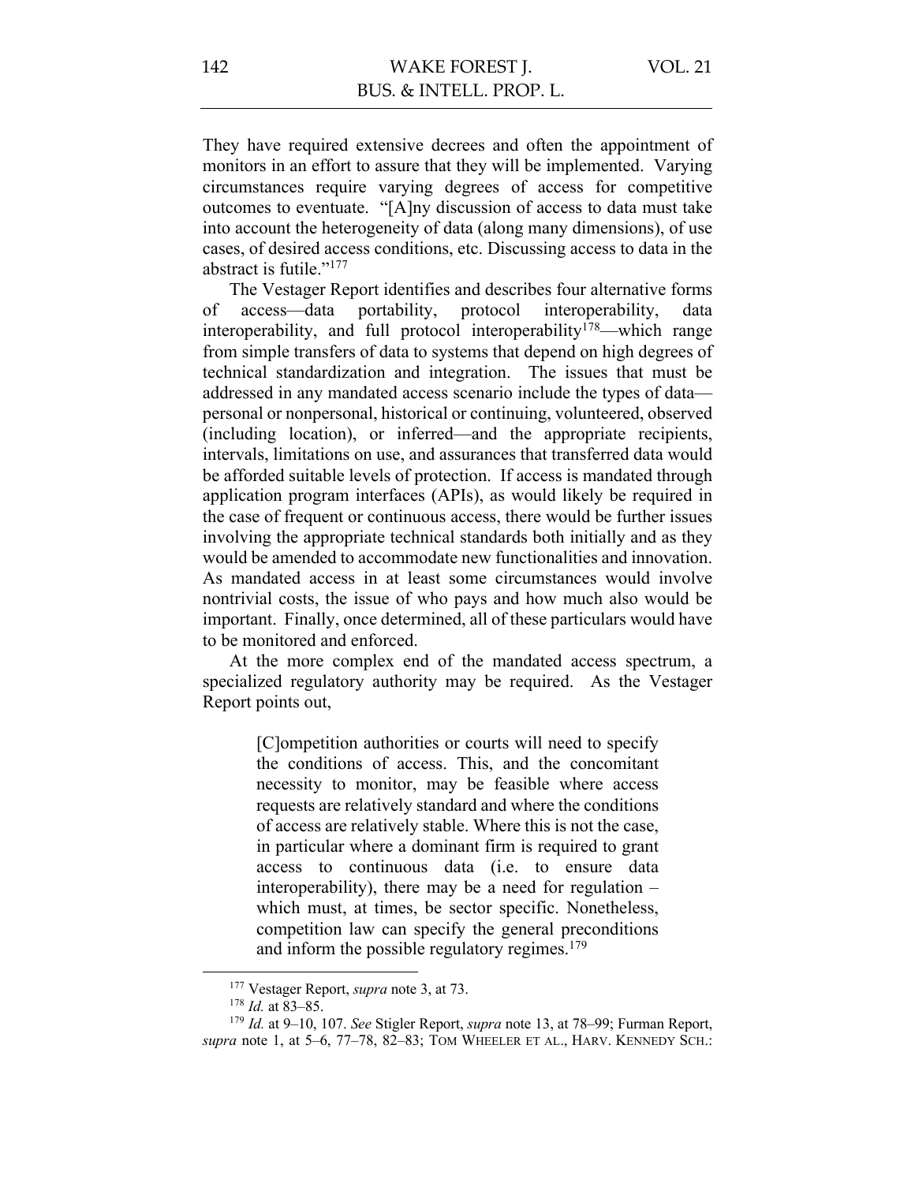They have required extensive decrees and often the appointment of monitors in an effort to assure that they will be implemented. Varying circumstances require varying degrees of access for competitive outcomes to eventuate. "[A]ny discussion of access to data must take into account the heterogeneity of data (along many dimensions), of use cases, of desired access conditions, etc. Discussing access to data in the abstract is futile."[177]

The Vestager Report identifies and describes four alternative forms of access—data portability, protocol interoperability, data interoperability, and full protocol interoperability[178]—which range from simple transfers of data to systems that depend on high degrees of technical standardization and integration. The issues that must be addressed in any mandated access scenario include the types of data—personal or nonpersonal, historical or continuing, volunteered, observed (including location), or inferred—and the appropriate recipients, intervals, limitations on use, and assurances that transferred data would be afforded suitable levels of protection. If access is mandated through application program interfaces (APIs), as would likely be required in the case of frequent or continuous access, there would be further issues involving the appropriate technical standards both initially and as they would be amended to accommodate new functionalities and innovation. As mandated access in at least some circumstances would involve nontrivial costs, the issue of who pays and how much also would be important. Finally, once determined, all of these particulars would have to be monitored and enforced.

At the more complex end of the mandated access spectrum, a specialized regulatory authority may be required. As the Vestager Report points out,

> [C]ompetition authorities or courts will need to specify the conditions of access. This, and the concomitant necessity to monitor, may be feasible where access requests are relatively standard and where the conditions of access are relatively stable. Where this is not the case, in particular where a dominant firm is required to grant access to continuous data (i.e. to ensure data interoperability), there may be a need for regulation – which must, at times, be sector specific. Nonetheless, competition law can specify the general preconditions and inform the possible regulatory regimes.[179]

---

[177] Vestager Report, *supra* note 3, at 73.

[178] *Id.* at 83–85.

[179] *Id.* at 9–10, 107. *See* Stigler Report, *supra* note 13, at 78–99; Furman Report, *supra* note 1, at 5–6, 77–78, 82–83; TOM WHEELER ET AL., HARV. KENNEDY SCH.: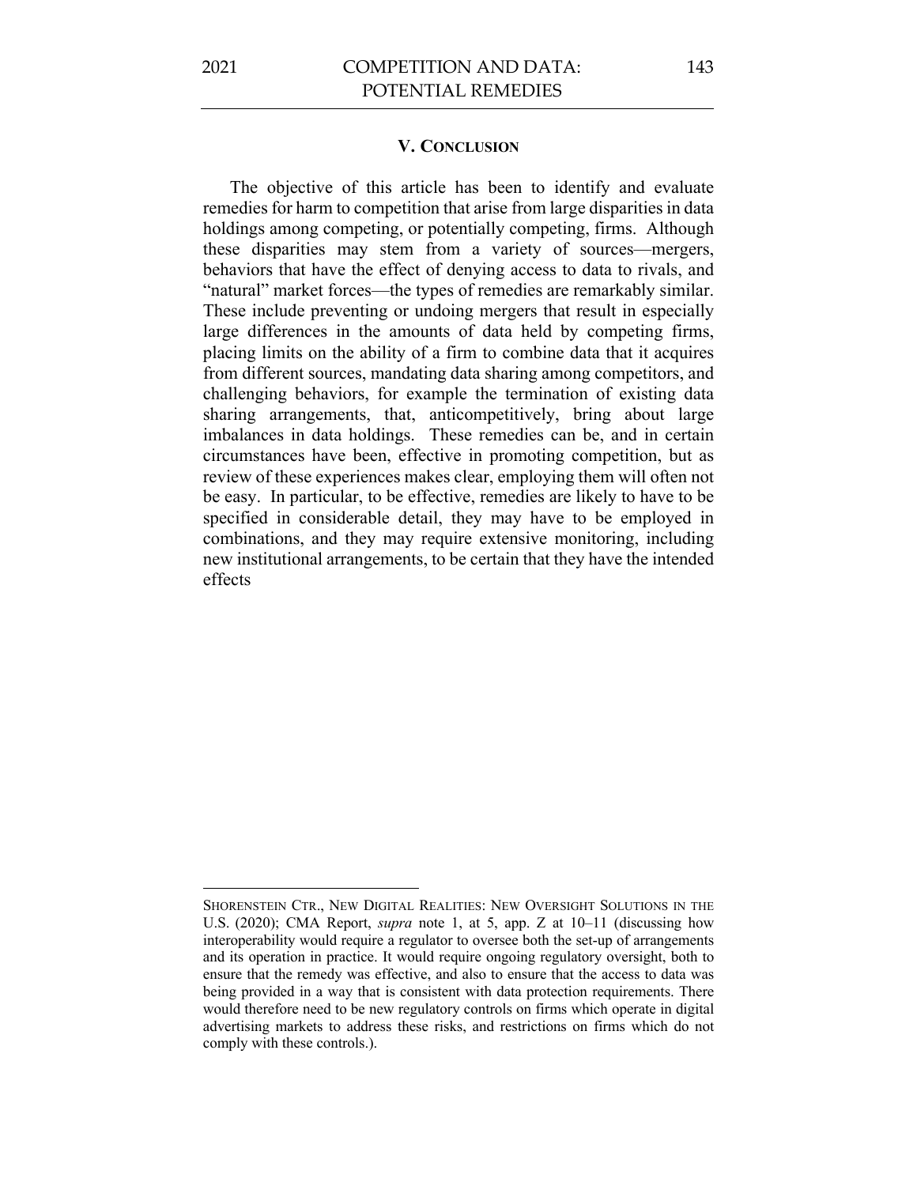## V. CONCLUSION

The objective of this article has been to identify and evaluate remedies for harm to competition that arise from large disparities in data holdings among competing, or potentially competing, firms. Although these disparities may stem from a variety of sources—mergers, behaviors that have the effect of denying access to data to rivals, and "natural" market forces—the types of remedies are remarkably similar. These include preventing or undoing mergers that result in especially large differences in the amounts of data held by competing firms, placing limits on the ability of a firm to combine data that it acquires from different sources, mandating data sharing among competitors, and challenging behaviors, for example the termination of existing data sharing arrangements, that, anticompetitively, bring about large imbalances in data holdings. These remedies can be, and in certain circumstances have been, effective in promoting competition, but as review of these experiences makes clear, employing them will often not be easy. In particular, to be effective, remedies are likely to have to be specified in considerable detail, they may have to be employed in combinations, and they may require extensive monitoring, including new institutional arrangements, to be certain that they have the intended effects

---

SHORENSTEIN CTR., NEW DIGITAL REALITIES: NEW OVERSIGHT SOLUTIONS IN THE U.S. (2020); CMA Report, *supra* note 1, at 5, app. Z at 10–11 (discussing how interoperability would require a regulator to oversee both the set-up of arrangements and its operation in practice. It would require ongoing regulatory oversight, both to ensure that the remedy was effective, and also to ensure that the access to data was being provided in a way that is consistent with data protection requirements. There would therefore need to be new regulatory controls on firms which operate in digital advertising markets to address these risks, and restrictions on firms which do not comply with these controls.).